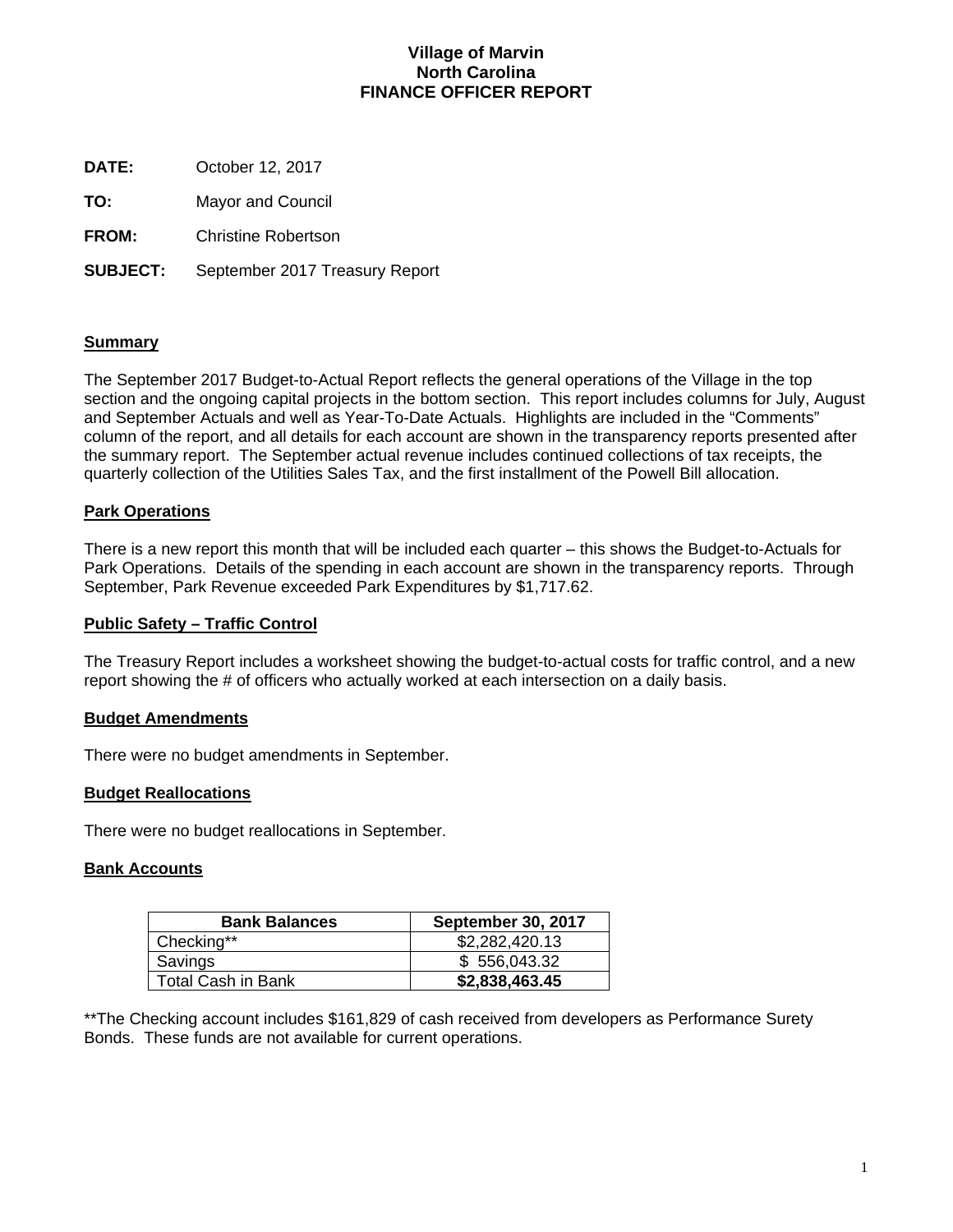# Village of Marvin
# North Carolina
# FINANCE OFFICER REPORT

**DATE:** October 12, 2017

**TO:** Mayor and Council

**FROM:** Christine Robertson

**SUBJECT:** September 2017 Treasury Report

## Summary

The September 2017 Budget-to-Actual Report reflects the general operations of the Village in the top section and the ongoing capital projects in the bottom section. This report includes columns for July, August and September Actuals and well as Year-To-Date Actuals. Highlights are included in the "Comments" column of the report, and all details for each account are shown in the transparency reports presented after the summary report. The September actual revenue includes continued collections of tax receipts, the quarterly collection of the Utilities Sales Tax, and the first installment of the Powell Bill allocation.

## Park Operations

There is a new report this month that will be included each quarter – this shows the Budget-to-Actuals for Park Operations. Details of the spending in each account are shown in the transparency reports. Through September, Park Revenue exceeded Park Expenditures by $1,717.62.

## Public Safety – Traffic Control

The Treasury Report includes a worksheet showing the budget-to-actual costs for traffic control, and a new report showing the # of officers who actually worked at each intersection on a daily basis.

## Budget Amendments

There were no budget amendments in September.

## Budget Reallocations

There were no budget reallocations in September.

## Bank Accounts

| Bank Balances | September 30, 2017 |
|---|---|
| Checking** | $2,282,420.13 |
| Savings | $ 556,043.32 |
| Total Cash in Bank | **$2,838,463.45** |

**The Checking account includes $161,829 of cash received from developers as Performance Surety Bonds. These funds are not available for current operations.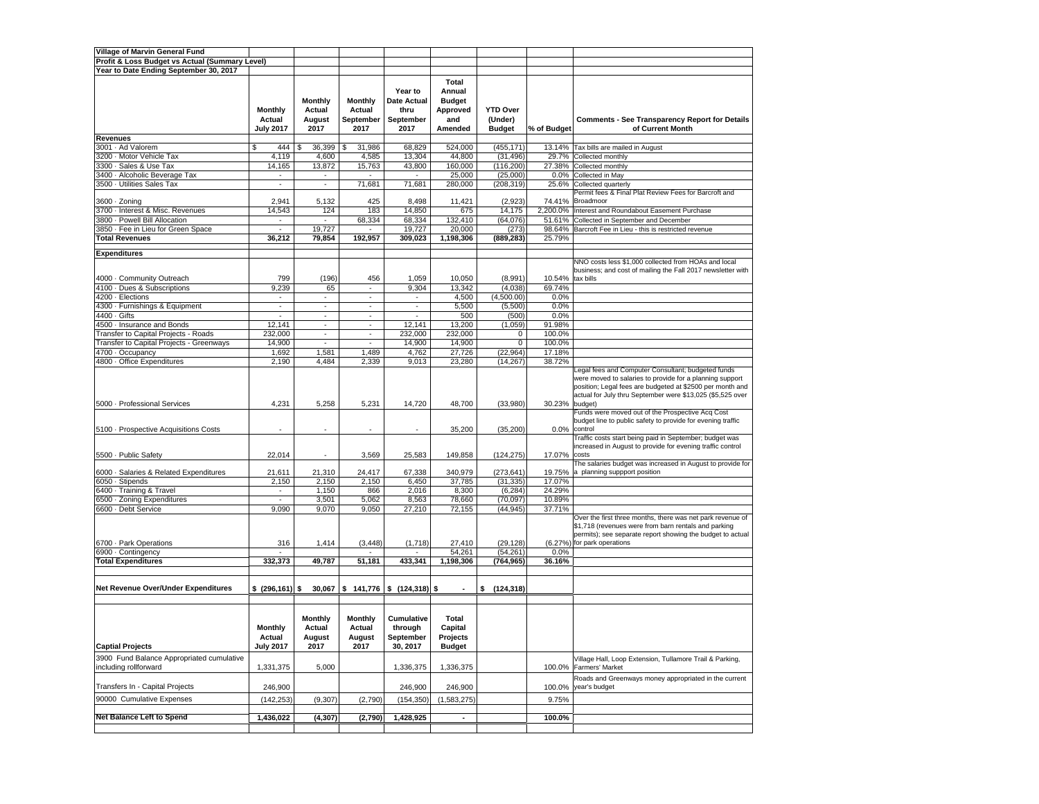**Village of Marvin General Fund**

**Profit & Loss Budget vs Actual (Summary Level)**

**Year to Date Ending September 30, 2017**

| | Monthly Actual July 2017 | Monthly Actual August 2017 | Monthly Actual September 2017 | Year to Date Actual thru September 2017 | Total Annual Budget Approved and Amended | YTD Over (Under) Budget | % of Budget | Comments - See Transparency Report for Details of Current Month |
|---|---|---|---|---|---|---|---|---|
| **Revenues** | | | | | | | | |
| 3001 · Ad Valorem | $ 444 | $ 36,399 | $ 31,986 | 68,829 | 524,000 | (455,171) | 13.14% | Tax bills are mailed in August |
| 3200 · Motor Vehicle Tax | 4,119 | 4,600 | 4,585 | 13,304 | 44,800 | (31,496) | 29.7% | Collected monthly |
| 3300 · Sales & Use Tax | 14,165 | 13,872 | 15,763 | 43,800 | 160,000 | (116,200) | 27.38% | Collected monthly |
| 3400 · Alcoholic Beverage Tax | - | - | - | - | 25,000 | (25,000) | 0.0% | Collected in May |
| 3500 · Utilities Sales Tax | - | - | 71,681 | 71,681 | 280,000 | (208,319) | 25.6% | Collected quarterly |
| 3600 · Zoning | 2,941 | 5,132 | 425 | 8,498 | 11,421 | (2,923) | 74.41% | Permit fees & Final Plat Review Fees for Barcroft and Broadmoor |
| 3700 · Interest & Misc. Revenues | 14,543 | 124 | 183 | 14,850 | 675 | 14,175 | 2,200.0% | Interest and Roundabout Easement Purchase |
| 3800 · Powell Bill Allocation | - | - | 68,334 | 68,334 | 132,410 | (64,076) | 51.61% | Collected in September and December |
| 3850 · Fee in Lieu for Green Space | - | 19,727 | - | 19,727 | 20,000 | (273) | 98.64% | Barcroft Fee in Lieu - this is restricted revenue |
| **Total Revenues** | **36,212** | **79,854** | **192,957** | **309,023** | **1,198,306** | **(889,283)** | **25.79%** | |
| **Expenditures** | | | | | | | | |
| 4000 · Community Outreach | 799 | (196) | 456 | 1,059 | 10,050 | (8,991) | 10.54% | NNO costs less $1,000 collected from HOAs and local business; and cost of mailing the Fall 2017 newsletter with tax bills |
| 4100 · Dues & Subscriptions | 9,239 | 65 | - | 9,304 | 13,342 | (4,038) | 69.74% | |
| 4200 · Elections | - | - | - | - | 4,500 | (4,500.00) | 0.0% | |
| 4300 · Furnishings & Equipment | - | - | - | - | 5,500 | (5,500) | 0.0% | |
| 4400 · Gifts | - | - | - | - | 500 | (500) | 0.0% | |
| 4500 · Insurance and Bonds | 12,141 | - | - | 12,141 | 13,200 | (1,059) | 91.98% | |
| Transfer to Capital Projects - Roads | 232,000 | - | - | 232,000 | 232,000 | 0 | 100.0% | |
| Transfer to Capital Projects - Greenways | 14,900 | - | - | 14,900 | 14,900 | 0 | 100.0% | |
| 4700 · Occupancy | 1,692 | 1,581 | 1,489 | 4,762 | 27,726 | (22,964) | 17.18% | |
| 4800 · Office Expenditures | 2,190 | 4,484 | 2,339 | 9,013 | 23,280 | (14,267) | 38.72% | |
| 5000 · Professional Services | 4,231 | 5,258 | 5,231 | 14,720 | 48,700 | (33,980) | 30.23% | Legal fees and Computer Consultant; budgeted funds were moved to salaries to provide for a planning support position; Legal fees are budgeted at $2500 per month and actual for July thru September were $13,025 ($5,525 over budget) |
| 5100 · Prospective Acquisitions Costs | - | - | - | - | 35,200 | (35,200) | 0.0% | Funds were moved out of the Prospective Acq Cost budget line to public safety to provide for evening traffic control |
| 5500 · Public Safety | 22,014 | - | 3,569 | 25,583 | 149,858 | (124,275) | 17.07% | Traffic costs start being paid in September; budget was increased in August to provide for evening traffic control costs |
| 6000 · Salaries & Related Expenditures | 21,611 | 21,310 | 24,417 | 67,338 | 340,979 | (273,641) | 19.75% | The salaries budget was increased in August to provide for a planning suppport position |
| 6050 · Stipends | 2,150 | 2,150 | 2,150 | 6,450 | 37,785 | (31,335) | 17.07% | |
| 6400 · Training & Travel | - | 1,150 | 866 | 2,016 | 8,300 | (6,284) | 24.29% | |
| 6500 · Zoning Expenditures | - | 3,501 | 5,062 | 8,563 | 78,660 | (70,097) | 10.89% | |
| 6600 · Debt Service | 9,090 | 9,070 | 9,050 | 27,210 | 72,155 | (44,945) | 37.71% | |
| 6700 · Park Operations | 316 | 1,414 | (3,448) | (1,718) | 27,410 | (29,128) | (6.27%) | Over the first three months, there was net park revenue of $1,718 (revenues were from barn rentals and parking permits); see separate report showing the budget to actual for park operations |
| 6900 · Contingency | - | | - | - | 54,261 | (54,261) | 0.0% | |
| **Total Expenditures** | **332,373** | **49,787** | **51,181** | **433,341** | **1,198,306** | **(764,965)** | **36.16%** | |
| **Net Revenue Over/Under Expenditures** | **$ (296,161)** | **$ 30,067** | **$ 141,776** | **$ (124,318)** | **$ -** | **$ (124,318)** | | |

| Captial Projects | Monthly Actual July 2017 | Monthly Actual August 2017 | Monthly Actual August 2017 | Cumulative through September 30, 2017 | Total Capital Projects Budget | | | |
|---|---|---|---|---|---|---|---|---|
| 3900 Fund Balance Appropriated cumulative including rollforward | 1,331,375 | 5,000 | | 1,336,375 | 1,336,375 | | 100.0% | Village Hall, Loop Extension, Tullamore Trail & Parking, Farmers' Market |
| Transfers In - Capital Projects | 246,900 | | | 246,900 | 246,900 | | 100.0% | Roads and Greenways money appropriated in the current year's budget |
| 90000 Cumulative Expenses | (142,253) | (9,307) | (2,790) | (154,350) | (1,583,275) | | 9.75% | |
| **Net Balance Left to Spend** | **1,436,022** | **(4,307)** | **(2,790)** | **1,428,925** | **-** | | **100.0%** | |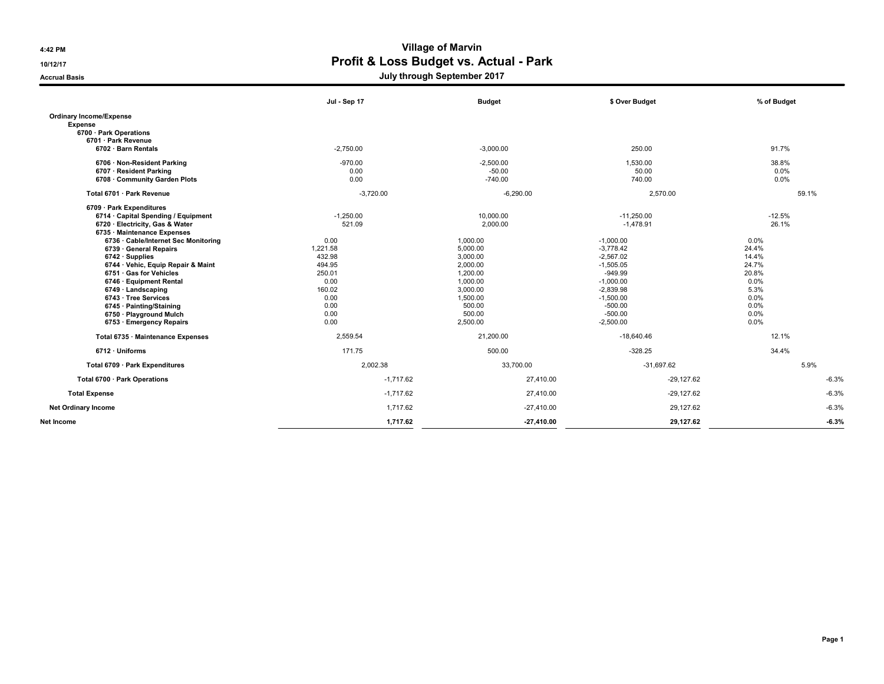# Village of Marvin

## Profit & Loss Budget vs. Actual - Park

### July through September 2017

4:42 PM
10/12/17
Accrual Basis

| | Jul - Sep 17 | Budget | $ Over Budget | % of Budget |
|---|---|---|---|---|
| **Ordinary Income/Expense** | | | | |
| **Expense** | | | | |
| **6700 · Park Operations** | | | | |
| **6701 · Park Revenue** | | | | |
| **6702 · Barn Rentals** | -2,750.00 | -3,000.00 | 250.00 | 91.7% |
| **6706 · Non-Resident Parking** | -970.00 | -2,500.00 | 1,530.00 | 38.8% |
| **6707 · Resident Parking** | 0.00 | -50.00 | 50.00 | 0.0% |
| **6708 · Community Garden Plots** | 0.00 | -740.00 | 740.00 | 0.0% |
| **Total 6701 · Park Revenue** | -3,720.00 | -6,290.00 | 2,570.00 | 59.1% |
| **6709 · Park Expenditures** | | | | |
| **6714 · Capital Spending / Equipment** | -1,250.00 | 10,000.00 | -11,250.00 | -12.5% |
| **6720 · Electricity, Gas & Water** | 521.09 | 2,000.00 | -1,478.91 | 26.1% |
| **6735 · Maintenance Expenses** | | | | |
| **6736 · Cable/Internet Sec Monitoring** | 0.00 | 1,000.00 | -1,000.00 | 0.0% |
| **6739 · General Repairs** | 1,221.58 | 5,000.00 | -3,778.42 | 24.4% |
| **6742 · Supplies** | 432.98 | 3,000.00 | -2,567.02 | 14.4% |
| **6744 · Vehic, Equip Repair & Maint** | 494.95 | 2,000.00 | -1,505.05 | 24.7% |
| **6751 · Gas for Vehicles** | 250.01 | 1,200.00 | -949.99 | 20.8% |
| **6746 · Equipment Rental** | 0.00 | 1,000.00 | -1,000.00 | 0.0% |
| **6749 · Landscaping** | 160.02 | 3,000.00 | -2,839.98 | 5.3% |
| **6743 · Tree Services** | 0.00 | 1,500.00 | -1,500.00 | 0.0% |
| **6745 · Painting/Staining** | 0.00 | 500.00 | -500.00 | 0.0% |
| **6750 · Playground Mulch** | 0.00 | 500.00 | -500.00 | 0.0% |
| **6753 · Emergency Repairs** | 0.00 | 2,500.00 | -2,500.00 | 0.0% |
| **Total 6735 · Maintenance Expenses** | 2,559.54 | 21,200.00 | -18,640.46 | 12.1% |
| **6712 · Uniforms** | 171.75 | 500.00 | -328.25 | 34.4% |
| **Total 6709 · Park Expenditures** | 2,002.38 | 33,700.00 | -31,697.62 | 5.9% |
| **Total 6700 · Park Operations** | -1,717.62 | 27,410.00 | -29,127.62 | -6.3% |
| **Total Expense** | -1,717.62 | 27,410.00 | -29,127.62 | -6.3% |
| **Net Ordinary Income** | 1,717.62 | -27,410.00 | 29,127.62 | -6.3% |
| **Net Income** | **1,717.62** | **-27,410.00** | **29,127.62** | **-6.3%** |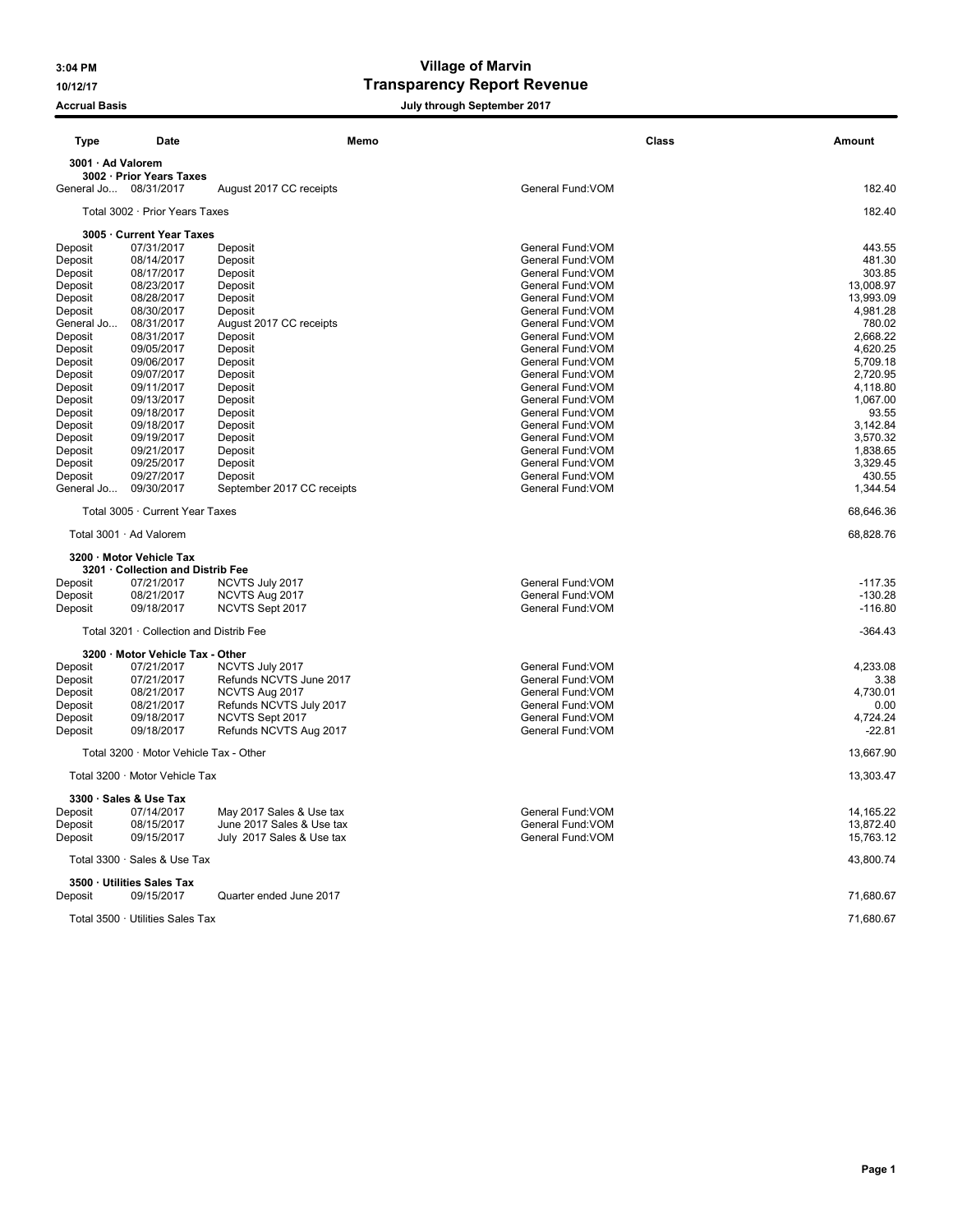# Village of Marvin

## Transparency Report Revenue

**Accrual Basis** — **July through September 2017**

| Type | Date | Memo | Class | Amount |
|---|---|---|---|---|
| **3001 · Ad Valorem** | | | | |
| **3002 · Prior Years Taxes** | | | | |
| General Jo... | 08/31/2017 | August 2017 CC receipts | General Fund:VOM | 182.40 |
| Total 3002 · Prior Years Taxes | | | | 182.40 |
| **3005 · Current Year Taxes** | | | | |
| Deposit | 07/31/2017 | Deposit | General Fund:VOM | 443.55 |
| Deposit | 08/14/2017 | Deposit | General Fund:VOM | 481.30 |
| Deposit | 08/17/2017 | Deposit | General Fund:VOM | 303.85 |
| Deposit | 08/23/2017 | Deposit | General Fund:VOM | 13,008.97 |
| Deposit | 08/28/2017 | Deposit | General Fund:VOM | 13,993.09 |
| Deposit | 08/30/2017 | Deposit | General Fund:VOM | 4,981.28 |
| General Jo... | 08/31/2017 | August 2017 CC receipts | General Fund:VOM | 780.02 |
| Deposit | 08/31/2017 | Deposit | General Fund:VOM | 2,668.22 |
| Deposit | 09/05/2017 | Deposit | General Fund:VOM | 4,620.25 |
| Deposit | 09/06/2017 | Deposit | General Fund:VOM | 5,709.18 |
| Deposit | 09/07/2017 | Deposit | General Fund:VOM | 2,720.95 |
| Deposit | 09/11/2017 | Deposit | General Fund:VOM | 4,118.80 |
| Deposit | 09/13/2017 | Deposit | General Fund:VOM | 1,067.00 |
| Deposit | 09/18/2017 | Deposit | General Fund:VOM | 93.55 |
| Deposit | 09/18/2017 | Deposit | General Fund:VOM | 3,142.84 |
| Deposit | 09/19/2017 | Deposit | General Fund:VOM | 3,570.32 |
| Deposit | 09/21/2017 | Deposit | General Fund:VOM | 1,838.65 |
| Deposit | 09/25/2017 | Deposit | General Fund:VOM | 3,329.45 |
| Deposit | 09/27/2017 | Deposit | General Fund:VOM | 430.55 |
| General Jo... | 09/30/2017 | September 2017 CC receipts | General Fund:VOM | 1,344.54 |
| Total 3005 · Current Year Taxes | | | | 68,646.36 |
| Total 3001 · Ad Valorem | | | | 68,828.76 |
| **3200 · Motor Vehicle Tax** | | | | |
| **3201 · Collection and Distrib Fee** | | | | |
| Deposit | 07/21/2017 | NCVTS July 2017 | General Fund:VOM | -117.35 |
| Deposit | 08/21/2017 | NCVTS Aug 2017 | General Fund:VOM | -130.28 |
| Deposit | 09/18/2017 | NCVTS Sept 2017 | General Fund:VOM | -116.80 |
| Total 3201 · Collection and Distrib Fee | | | | -364.43 |
| **3200 · Motor Vehicle Tax - Other** | | | | |
| Deposit | 07/21/2017 | NCVTS July 2017 | General Fund:VOM | 4,233.08 |
| Deposit | 07/21/2017 | Refunds NCVTS June 2017 | General Fund:VOM | 3.38 |
| Deposit | 08/21/2017 | NCVTS Aug 2017 | General Fund:VOM | 4,730.01 |
| Deposit | 08/21/2017 | Refunds NCVTS July 2017 | General Fund:VOM | 0.00 |
| Deposit | 09/18/2017 | NCVTS Sept 2017 | General Fund:VOM | 4,724.24 |
| Deposit | 09/18/2017 | Refunds NCVTS Aug 2017 | General Fund:VOM | -22.81 |
| Total 3200 · Motor Vehicle Tax - Other | | | | 13,667.90 |
| Total 3200 · Motor Vehicle Tax | | | | 13,303.47 |
| **3300 · Sales & Use Tax** | | | | |
| Deposit | 07/14/2017 | May 2017 Sales & Use tax | General Fund:VOM | 14,165.22 |
| Deposit | 08/15/2017 | June 2017 Sales & Use tax | General Fund:VOM | 13,872.40 |
| Deposit | 09/15/2017 | July 2017 Sales & Use tax | General Fund:VOM | 15,763.12 |
| Total 3300 · Sales & Use Tax | | | | 43,800.74 |
| **3500 · Utilities Sales Tax** | | | | |
| Deposit | 09/15/2017 | Quarter ended June 2017 | | 71,680.67 |
| Total 3500 · Utilities Sales Tax | | | | 71,680.67 |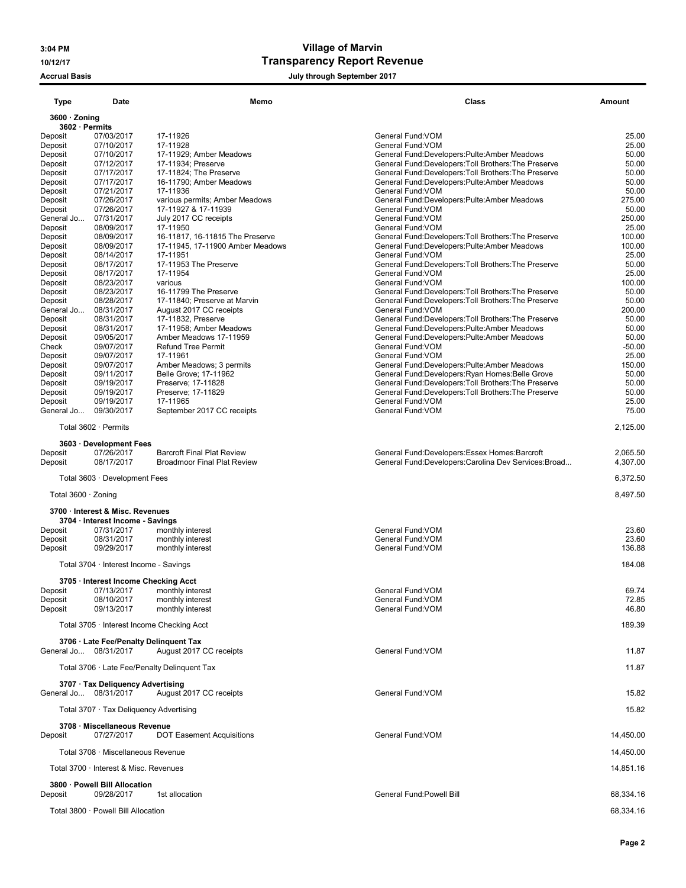# Village of Marvin

## Transparency Report Revenue

Accrual Basis — July through September 2017

| Type | Date | Memo | Class | Amount |
|---|---|---|---|---|
| **3600 · Zoning** | | | | |
| **3602 · Permits** | | | | |
| Deposit | 07/03/2017 | 17-11926 | General Fund:VOM | 25.00 |
| Deposit | 07/10/2017 | 17-11928 | General Fund:VOM | 25.00 |
| Deposit | 07/10/2017 | 17-11929; Amber Meadows | General Fund:Developers:Pulte:Amber Meadows | 50.00 |
| Deposit | 07/12/2017 | 17-11934; Preserve | General Fund:Developers:Toll Brothers:The Preserve | 50.00 |
| Deposit | 07/17/2017 | 17-11824; The Preserve | General Fund:Developers:Toll Brothers:The Preserve | 50.00 |
| Deposit | 07/17/2017 | 16-11790; Amber Meadows | General Fund:Developers:Pulte:Amber Meadows | 50.00 |
| Deposit | 07/21/2017 | 17-11936 | General Fund:VOM | 50.00 |
| Deposit | 07/26/2017 | various permits; Amber Meadows | General Fund:Developers:Pulte:Amber Meadows | 275.00 |
| Deposit | 07/26/2017 | 17-11927 & 17-11939 | General Fund:VOM | 50.00 |
| General Jo... | 07/31/2017 | July 2017 CC receipts | General Fund:VOM | 250.00 |
| Deposit | 08/09/2017 | 17-11950 | General Fund:VOM | 25.00 |
| Deposit | 08/09/2017 | 16-11817, 16-11815 The Preserve | General Fund:Developers:Toll Brothers:The Preserve | 100.00 |
| Deposit | 08/09/2017 | 17-11945, 17-11900 Amber Meadows | General Fund:Developers:Pulte:Amber Meadows | 100.00 |
| Deposit | 08/14/2017 | 17-11951 | General Fund:VOM | 25.00 |
| Deposit | 08/17/2017 | 17-11953 The Preserve | General Fund:Developers:Toll Brothers:The Preserve | 50.00 |
| Deposit | 08/17/2017 | 17-11954 | General Fund:VOM | 25.00 |
| Deposit | 08/23/2017 | various | General Fund:VOM | 100.00 |
| Deposit | 08/23/2017 | 16-11799 The Preserve | General Fund:Developers:Toll Brothers:The Preserve | 50.00 |
| Deposit | 08/28/2017 | 17-11840; Preserve at Marvin | General Fund:Developers:Toll Brothers:The Preserve | 50.00 |
| General Jo... | 08/31/2017 | August 2017 CC receipts | General Fund:VOM | 200.00 |
| Deposit | 08/31/2017 | 17-11832, Preserve | General Fund:Developers:Toll Brothers:The Preserve | 50.00 |
| Deposit | 08/31/2017 | 17-11958; Amber Meadows | General Fund:Developers:Pulte:Amber Meadows | 50.00 |
| Deposit | 09/05/2017 | Amber Meadows 17-11959 | General Fund:Developers:Pulte:Amber Meadows | 50.00 |
| Check | 09/07/2017 | Refund Tree Permit | General Fund:VOM | -50.00 |
| Deposit | 09/07/2017 | 17-11961 | General Fund:VOM | 25.00 |
| Deposit | 09/07/2017 | Amber Meadows; 3 permits | General Fund:Developers:Pulte:Amber Meadows | 150.00 |
| Deposit | 09/11/2017 | Belle Grove; 17-11962 | General Fund:Developers:Ryan Homes:Belle Grove | 50.00 |
| Deposit | 09/19/2017 | Preserve; 17-11828 | General Fund:Developers:Toll Brothers:The Preserve | 50.00 |
| Deposit | 09/19/2017 | Preserve; 17-11829 | General Fund:Developers:Toll Brothers:The Preserve | 50.00 |
| Deposit | 09/19/2017 | 17-11965 | General Fund:VOM | 25.00 |
| General Jo... | 09/30/2017 | September 2017 CC receipts | General Fund:VOM | 75.00 |
| Total 3602 · Permits | | | | 2,125.00 |
| **3603 · Development Fees** | | | | |
| Deposit | 07/26/2017 | Barcroft Final Plat Review | General Fund:Developers:Essex Homes:Barcroft | 2,065.50 |
| Deposit | 08/17/2017 | Broadmoor Final Plat Review | General Fund:Developers:Carolina Dev Services:Broad... | 4,307.00 |
| Total 3603 · Development Fees | | | | 6,372.50 |
| Total 3600 · Zoning | | | | 8,497.50 |
| **3700 · Interest & Misc. Revenues** | | | | |
| **3704 · Interest Income - Savings** | | | | |
| Deposit | 07/31/2017 | monthly interest | General Fund:VOM | 23.60 |
| Deposit | 08/31/2017 | monthly interest | General Fund:VOM | 23.60 |
| Deposit | 09/29/2017 | monthly interest | General Fund:VOM | 136.88 |
| Total 3704 · Interest Income - Savings | | | | 184.08 |
| **3705 · Interest Income Checking Acct** | | | | |
| Deposit | 07/13/2017 | monthly interest | General Fund:VOM | 69.74 |
| Deposit | 08/10/2017 | monthly interest | General Fund:VOM | 72.85 |
| Deposit | 09/13/2017 | monthly interest | General Fund:VOM | 46.80 |
| Total 3705 · Interest Income Checking Acct | | | | 189.39 |
| **3706 · Late Fee/Penalty Delinquent Tax** | | | | |
| General Jo... | 08/31/2017 | August 2017 CC receipts | General Fund:VOM | 11.87 |
| Total 3706 · Late Fee/Penalty Delinquent Tax | | | | 11.87 |
| **3707 · Tax Deliquency Advertising** | | | | |
| General Jo... | 08/31/2017 | August 2017 CC receipts | General Fund:VOM | 15.82 |
| Total 3707 · Tax Deliquency Advertising | | | | 15.82 |
| **3708 · Miscellaneous Revenue** | | | | |
| Deposit | 07/27/2017 | DOT Easement Acquisitions | General Fund:VOM | 14,450.00 |
| Total 3708 · Miscellaneous Revenue | | | | 14,450.00 |
| Total 3700 · Interest & Misc. Revenues | | | | 14,851.16 |
| **3800 · Powell Bill Allocation** | | | | |
| Deposit | 09/28/2017 | 1st allocation | General Fund:Powell Bill | 68,334.16 |
| Total 3800 · Powell Bill Allocation | | | | 68,334.16 |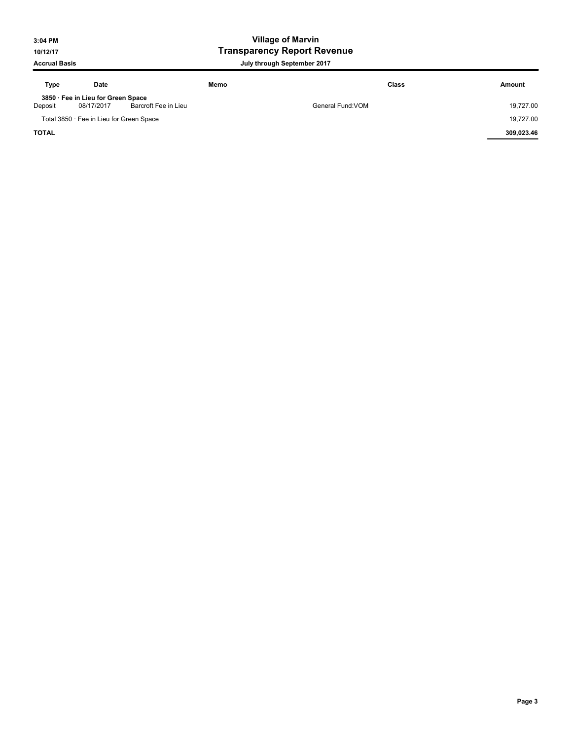# Village of Marvin

## Transparency Report Revenue

**3:04 PM**
**10/12/17**
**Accrual Basis**

**July through September 2017**

| Type | Date | Memo | Class | Amount |
|---|---|---|---|---|
| **3850 · Fee in Lieu for Green Space** | | | | |
| Deposit | 08/17/2017 | Barcroft Fee in Lieu | General Fund:VOM | 19,727.00 |
| Total 3850 · Fee in Lieu for Green Space | | | | 19,727.00 |
| **TOTAL** | | | | **309,023.46** |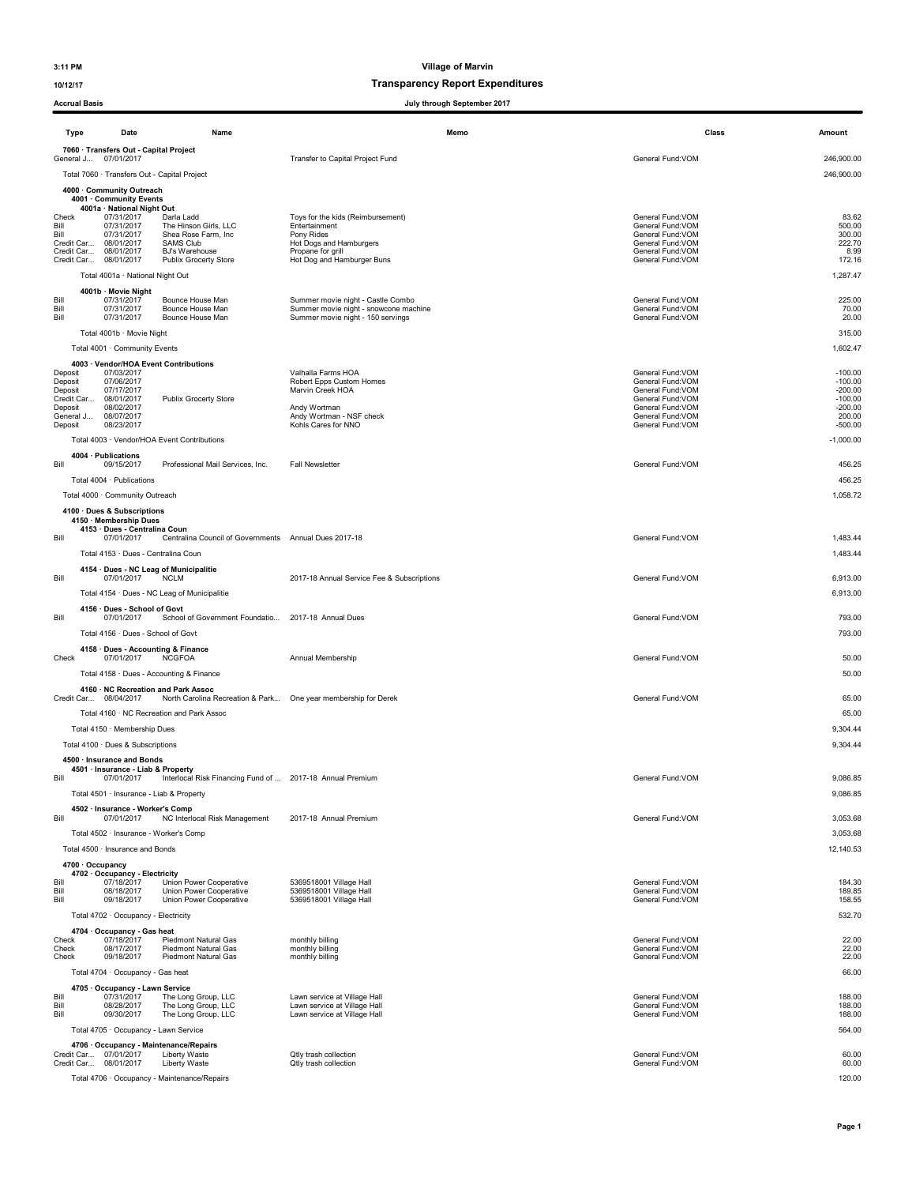**Village of Marvin**

**Transparency Report Expenditures**

3:11 PM
10/12/17
Accrual Basis

**July through September 2017**

| Type | Date | Name | Memo | Class | Amount |
|---|---|---|---|---|---|
| **7060 · Transfers Out - Capital Project** | | | | | |
| General J... | 07/01/2017 | | Transfer to Capital Project Fund | General Fund:VOM | 246,900.00 |
| Total 7060 · Transfers Out - Capital Project | | | | | 246,900.00 |
| **4000 · Community Outreach** | | | | | |
| **4001 · Community Events** | | | | | |
| **4001a · National Night Out** | | | | | |
| Check | 07/31/2017 | Darla Ladd | Toys for the kids (Reimbursement) | General Fund:VOM | 83.62 |
| Bill | 07/31/2017 | The Hinson Girls, LLC | Entertainment | General Fund:VOM | 500.00 |
| Bill | 07/31/2017 | Shea Rose Farm, Inc | Pony Rides | General Fund:VOM | 300.00 |
| Credit Car... | 08/01/2017 | SAMS Club | Hot Dogs and Hamburgers | General Fund:VOM | 222.70 |
| Credit Car... | 08/01/2017 | BJ's Warehouse | Propane for grill | General Fund:VOM | 8.99 |
| Credit Car... | 08/01/2017 | Publix Grocerty Store | Hot Dog and Hamburger Buns | General Fund:VOM | 172.16 |
| Total 4001a · National Night Out | | | | | 1,287.47 |
| **4001b · Movie Night** | | | | | |
| Bill | 07/31/2017 | Bounce House Man | Summer movie night - Castle Combo | General Fund:VOM | 225.00 |
| Bill | 07/31/2017 | Bounce House Man | Summer movie night - snowcone machine | General Fund:VOM | 70.00 |
| Bill | 07/31/2017 | Bounce House Man | Summer movie night - 150 servings | General Fund:VOM | 20.00 |
| Total 4001b · Movie Night | | | | | 315.00 |
| Total 4001 · Community Events | | | | | 1,602.47 |
| **4003 · Vendor/HOA Event Contributions** | | | | | |
| Deposit | 07/03/2017 | | Valhalla Farms HOA | General Fund:VOM | -100.00 |
| Deposit | 07/06/2017 | | Robert Epps Custom Homes | General Fund:VOM | -100.00 |
| Deposit | 07/17/2017 | | Marvin Creek HOA | General Fund:VOM | -200.00 |
| Credit Car... | 08/01/2017 | Publix Grocerty Store | | General Fund:VOM | -100.00 |
| Deposit | 08/02/2017 | | Andy Wortman | General Fund:VOM | -200.00 |
| General J... | 08/07/2017 | | Andy Wortman - NSF check | General Fund:VOM | 200.00 |
| Deposit | 08/23/2017 | | Kohls Cares for NNO | General Fund:VOM | -500.00 |
| Total 4003 · Vendor/HOA Event Contributions | | | | | -1,000.00 |
| **4004 · Publications** | | | | | |
| Bill | 09/15/2017 | Professional Mail Services, Inc. | Fall Newsletter | General Fund:VOM | 456.25 |
| Total 4004 · Publications | | | | | 456.25 |
| Total 4000 · Community Outreach | | | | | 1,058.72 |
| **4100 · Dues & Subscriptions** | | | | | |
| **4150 · Membership Dues** | | | | | |
| **4153 · Dues - Centralina Coun** | | | | | |
| Bill | 07/01/2017 | Centralina Council of Governments | Annual Dues 2017-18 | General Fund:VOM | 1,483.44 |
| Total 4153 · Dues - Centralina Coun | | | | | 1,483.44 |
| **4154 · Dues - NC Leag of Municipalitie** | | | | | |
| Bill | 07/01/2017 | NCLM | 2017-18 Annual Service Fee & Subscriptions | General Fund:VOM | 6,913.00 |
| Total 4154 · Dues - NC Leag of Municipalitie | | | | | 6,913.00 |
| **4156 · Dues - School of Govt** | | | | | |
| Bill | 07/01/2017 | School of Government Foundatio... | 2017-18 Annual Dues | General Fund:VOM | 793.00 |
| Total 4156 · Dues - School of Govt | | | | | 793.00 |
| **4158 · Dues - Accounting & Finance** | | | | | |
| Check | 07/01/2017 | NCGFOA | Annual Membership | General Fund:VOM | 50.00 |
| Total 4158 · Dues - Accounting & Finance | | | | | 50.00 |
| **4160 · NC Recreation and Park Assoc** | | | | | |
| Credit Car... | 08/04/2017 | North Carolina Recreation & Park... | One year membership for Derek | General Fund:VOM | 65.00 |
| Total 4160 · NC Recreation and Park Assoc | | | | | 65.00 |
| Total 4150 · Membership Dues | | | | | 9,304.44 |
| Total 4100 · Dues & Subscriptions | | | | | 9,304.44 |
| **4500 · Insurance and Bonds** | | | | | |
| **4501 · Insurance - Liab & Property** | | | | | |
| Bill | 07/01/2017 | Interlocal Risk Financing Fund of ... | 2017-18 Annual Premium | General Fund:VOM | 9,086.85 |
| Total 4501 · Insurance - Liab & Property | | | | | 9,086.85 |
| **4502 · Insurance - Worker's Comp** | | | | | |
| Bill | 07/01/2017 | NC Interlocal Risk Management | 2017-18 Annual Premium | General Fund:VOM | 3,053.68 |
| Total 4502 · Insurance - Worker's Comp | | | | | 3,053.68 |
| Total 4500 · Insurance and Bonds | | | | | 12,140.53 |
| **4700 · Occupancy** | | | | | |
| **4702 · Occupancy - Electricity** | | | | | |
| Bill | 07/18/2017 | Union Power Cooperative | 5369518001 Village Hall | General Fund:VOM | 184.30 |
| Bill | 08/18/2017 | Union Power Cooperative | 5369518001 Village Hall | General Fund:VOM | 189.85 |
| Bill | 09/18/2017 | Union Power Cooperative | 5369518001 Village Hall | General Fund:VOM | 158.55 |
| Total 4702 · Occupancy - Electricity | | | | | 532.70 |
| **4704 · Occupancy - Gas heat** | | | | | |
| Check | 07/18/2017 | Piedmont Natural Gas | monthly billing | General Fund:VOM | 22.00 |
| Check | 08/17/2017 | Piedmont Natural Gas | monthly billing | General Fund:VOM | 22.00 |
| Check | 09/18/2017 | Piedmont Natural Gas | monthly billing | General Fund:VOM | 22.00 |
| Total 4704 · Occupancy - Gas heat | | | | | 66.00 |
| **4705 · Occupancy - Lawn Service** | | | | | |
| Bill | 07/31/2017 | The Long Group, LLC | Lawn service at Village Hall | General Fund:VOM | 188.00 |
| Bill | 08/28/2017 | The Long Group, LLC | Lawn service at Village Hall | General Fund:VOM | 188.00 |
| Bill | 09/30/2017 | The Long Group, LLC | Lawn service at Village Hall | General Fund:VOM | 188.00 |
| Total 4705 · Occupancy - Lawn Service | | | | | 564.00 |
| **4706 · Occupancy - Maintenance/Repairs** | | | | | |
| Credit Car... | 07/01/2017 | Liberty Waste | Qtly trash collection | General Fund:VOM | 60.00 |
| Credit Car... | 08/01/2017 | Liberty Waste | Qtly trash collection | General Fund:VOM | 60.00 |
| Total 4706 · Occupancy - Maintenance/Repairs | | | | | 120.00 |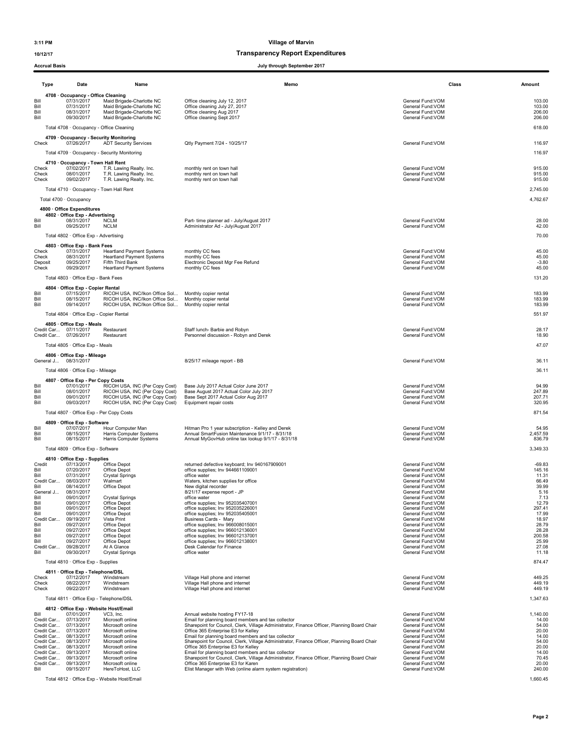# Village of Marvin

## Transparency Report Expenditures

**Accrual Basis** — July through September 2017

| Type | Date | Name | Memo | Class | Amount |
|---|---|---|---|---|---|
| **4708 · Occupancy - Office Cleaning** | | | | | |
| Bill | 07/31/2017 | Maid Brigade-Charlotte NC | Office cleaning July 12, 2017 | General Fund:VOM | 103.00 |
| Bill | 07/31/2017 | Maid Brigade-Charlotte NC | Office cleaning July 27, 2017 | General Fund:VOM | 103.00 |
| Bill | 08/31/2017 | Maid Brigade-Charlotte NC | Office cleaning Aug 2017 | General Fund:VOM | 206.00 |
| Bill | 09/30/2017 | Maid Brigade-Charlotte NC | Office cleaning Sept 2017 | General Fund:VOM | 206.00 |
| Total 4708 · Occupancy - Office Cleaning | | | | | 618.00 |
| **4709 · Occupancy - Security Monitoring** | | | | | |
| Check | 07/26/2017 | ADT Security Services | Qtly Payment 7/24 - 10/25/17 | General Fund:VOM | 116.97 |
| Total 4709 · Occupancy - Security Monitoring | | | | | 116.97 |
| **4710 · Occupancy - Town Hall Rent** | | | | | |
| Check | 07/02/2017 | T.R. Lawing Realty. Inc. | monthly rent on town hall | General Fund:VOM | 915.00 |
| Check | 08/01/2017 | T.R. Lawing Realty. Inc. | monthly rent on town hall | General Fund:VOM | 915.00 |
| Check | 09/02/2017 | T.R. Lawing Realty. Inc. | monthly rent on town hall | General Fund:VOM | 915.00 |
| Total 4710 · Occupancy - Town Hall Rent | | | | | 2,745.00 |
| Total 4700 · Occupancy | | | | | 4,762.67 |
| **4800 · Office Expenditures** | | | | | |
| **4802 · Office Exp - Advertising** | | | | | |
| Bill | 08/31/2017 | NCLM | Part- time planner ad - July/August 2017 | General Fund:VOM | 28.00 |
| Bill | 09/25/2017 | NCLM | Administrator Ad - July/August 2017 | General Fund:VOM | 42.00 |
| Total 4802 · Office Exp - Advertising | | | | | 70.00 |
| **4803 · Office Exp - Bank Fees** | | | | | |
| Check | 07/31/2017 | Heartland Payment Systems | monthly CC fees | General Fund:VOM | 45.00 |
| Check | 08/31/2017 | Heartland Payment Systems | monthly CC fees | General Fund:VOM | 45.00 |
| Deposit | 09/25/2017 | Fifth Third Bank | Electronic Deposit Mgr Fee Refund | General Fund:VOM | -3.80 |
| Check | 09/29/2017 | Heartland Payment Systems | monthly CC fees | General Fund:VOM | 45.00 |
| Total 4803 · Office Exp - Bank Fees | | | | | 131.20 |
| **4804 · Office Exp - Copier Rental** | | | | | |
| Bill | 07/15/2017 | RICOH USA, INC/Ikon Office Sol... | Monthly copier rental | General Fund:VOM | 183.99 |
| Bill | 08/15/2017 | RICOH USA, INC/Ikon Office Sol... | Monthly copier rental | General Fund:VOM | 183.99 |
| Bill | 09/14/2017 | RICOH USA, INC/Ikon Office Sol... | Monthly copier rental | General Fund:VOM | 183.99 |
| Total 4804 · Office Exp - Copier Rental | | | | | 551.97 |
| **4805 · Office Exp - Meals** | | | | | |
| Credit Car... | 07/11/2017 | Restaurant | Staff lunch- Barbie and Robyn | General Fund:VOM | 28.17 |
| Credit Car... | 07/26/2017 | Restaurant | Personnel discussion - Robyn and Derek | General Fund:VOM | 18.90 |
| Total 4805 · Office Exp - Meals | | | | | 47.07 |
| **4806 · Office Exp - Mileage** | | | | | |
| General J... | 08/31/2017 | | 8/25/17 mileage report - BB | General Fund:VOM | 36.11 |
| Total 4806 · Office Exp - Mileage | | | | | 36.11 |
| **4807 · Office Exp - Per Copy Costs** | | | | | |
| Bill | 07/01/2017 | RICOH USA, INC (Per Copy Cost) | Base July 2017 Actual Color June 2017 | General Fund:VOM | 94.99 |
| Bill | 08/01/2017 | RICOH USA, INC (Per Copy Cost) | Base August 2017 Actual Color July 2017 | General Fund:VOM | 247.89 |
| Bill | 09/01/2017 | RICOH USA, INC (Per Copy Cost) | Base Sept 2017 Actual Color Aug 2017 | General Fund:VOM | 207.71 |
| Bill | 09/03/2017 | RICOH USA, INC (Per Copy Cost) | Equipment repair costs | General Fund:VOM | 320.95 |
| Total 4807 · Office Exp - Per Copy Costs | | | | | 871.54 |
| **4809 · Office Exp - Software** | | | | | |
| Bill | 07/07/2017 | Hour Computer Man | Hitman Pro 1 year subscription - Kelley and Derek | General Fund:VOM | 54.95 |
| Bill | 08/15/2017 | Harris Computer Systems | Annual SmartFusion Maintenance 9/1/17 - 8/31/18 | General Fund:VOM | 2,457.59 |
| Bill | 08/15/2017 | Harris Computer Systems | Annual MyGovHub online tax lookup 9/1/17 - 8/31/18 | General Fund:VOM | 836.79 |
| Total 4809 · Office Exp - Software | | | | | 3,349.33 |
| **4810 · Office Exp - Supplies** | | | | | |
| Credit | 07/13/2017 | Office Depot | returned defective keyboard; Inv 940167909001 | General Fund:VOM | -69.83 |
| Bill | 07/20/2017 | Office Depot | office supplies; Inv 944661109001 | General Fund:VOM | 145.16 |
| Bill | 07/31/2017 | Crystal Springs | office water | General Fund:VOM | 11.31 |
| Credit Car... | 08/03/2017 | Walmart | Waters, kitchen supplies for office | General Fund:VOM | 66.49 |
| Bill | 08/14/2017 | Office Depot | New digital recorder | General Fund:VOM | 39.99 |
| General J... | 08/31/2017 | | 8/21/17 expense report - JP | General Fund:VOM | 5.16 |
| Bill | 09/01/2017 | Crystal Springs | office water | General Fund:VOM | 7.13 |
| Bill | 09/01/2017 | Office Depot | office supplies; Inv 952035407001 | General Fund:VOM | 12.79 |
| Bill | 09/01/2017 | Office Depot | office supplies; Inv 952035226001 | General Fund:VOM | 297.41 |
| Bill | 09/01/2017 | Office Depot | office supplies; Inv 952035405001 | General Fund:VOM | 17.99 |
| Credit Car... | 09/19/2017 | Vista Print | Business Cards - Mary | General Fund:VOM | 18.97 |
| Bill | 09/27/2017 | Office Depot | office supplies; Inv 966008015001 | General Fund:VOM | 28.79 |
| Bill | 09/27/2017 | Office Depot | office supplies; Inv 966012136001 | General Fund:VOM | 28.28 |
| Bill | 09/27/2017 | Office Depot | office supplies; Inv 966012137001 | General Fund:VOM | 200.58 |
| Bill | 09/27/2017 | Office Depot | office supplies; Inv 966012138001 | General Fund:VOM | 25.99 |
| Credit Car... | 09/28/2017 | At A Glance | Desk Calendar for Finance | General Fund:VOM | 27.08 |
| Bill | 09/30/2017 | Crystal Springs | office water | General Fund:VOM | 11.18 |
| Total 4810 · Office Exp - Supplies | | | | | 874.47 |
| **4811 · Office Exp - Telephone/DSL** | | | | | |
| Check | 07/12/2017 | Windstream | Village Hall phone and internet | General Fund:VOM | 449.25 |
| Check | 08/22/2017 | Windstream | Village Hall phone and internet | General Fund:VOM | 449.19 |
| Check | 09/22/2017 | Windstream | Village Hall phone and internet | General Fund:VOM | 449.19 |
| Total 4811 · Office Exp - Telephone/DSL | | | | | 1,347.63 |
| **4812 · Office Exp - Website Host/Email** | | | | | |
| Bill | 07/01/2017 | VC3, Inc. | Annual website hosting FY17-18 | General Fund:VOM | 1,140.00 |
| Credit Car... | 07/13/2017 | Microsoft online | Email for planning board members and tax collector | General Fund:VOM | 14.00 |
| Credit Car... | 07/13/2017 | Microsoft online | Sharepoint for Council, Clerk, Village Administrator, Finance Officer, Planning Board Chair | General Fund:VOM | 54.00 |
| Credit Car... | 07/13/2017 | Microsoft online | Office 365 Enterprise E3 for Kelley | General Fund:VOM | 20.00 |
| Credit Car... | 08/13/2017 | Microsoft online | Email for planning board members and tax collector | General Fund:VOM | 14.00 |
| Credit Car... | 08/13/2017 | Microsoft online | Sharepoint for Council, Clerk, Village Administrator, Finance Officer, Planning Board Chair | General Fund:VOM | 54.00 |
| Credit Car... | 08/13/2017 | Microsoft online | Office 365 Enterprise E3 for Kelley | General Fund:VOM | 20.00 |
| Credit Car... | 09/13/2017 | Microsoft online | Email for planning board members and tax collector | General Fund:VOM | 14.00 |
| Credit Car... | 09/13/2017 | Microsoft online | Sharepoint for Council, Clerk, Village Administrator, Finance Officer, Planning Board Chair | General Fund:VOM | 70.45 |
| Credit Car... | 09/13/2017 | Microsoft online | Office 365 Enterprise E3 for Karen | General Fund:VOM | 20.00 |
| Bill | 09/15/2017 | HereToHost, LLC | Elist Manager with Web (online alarm system registration) | General Fund:VOM | 240.00 |
| Total 4812 · Office Exp - Website Host/Email | | | | | 1,660.45 |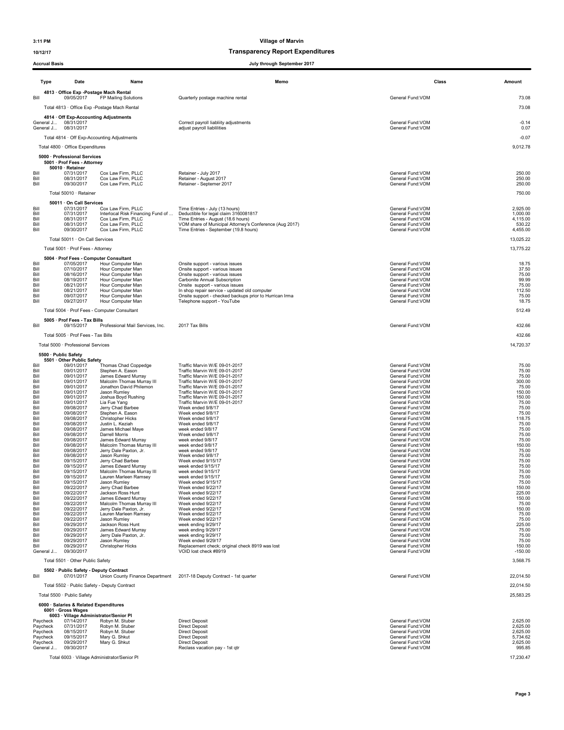# Village of Marvin

## Transparency Report Expenditures

**Accrual Basis** — July through September 2017

| Type | Date | Name | Memo | Class | Amount |
|---|---|---|---|---|---|
| **4813 · Office Exp -Postage Mach Rental** | | | | | |
| Bill | 09/05/2017 | FP Mailing Solutions | Quarterly postage machine rental | General Fund:VOM | 73.08 |
| Total 4813 · Office Exp -Postage Mach Rental | | | | | 73.08 |
| **4814 · Off Exp-Accounting Adjustments** | | | | | |
| General J... | 08/31/2017 | | Correct payroll liablity adjustments | General Fund:VOM | -0.14 |
| General J... | 08/31/2017 | | adjust payroll liablilities | General Fund:VOM | 0.07 |
| Total 4814 · Off Exp-Accounting Adjustments | | | | | -0.07 |
| Total 4800 · Office Expenditures | | | | | 9,012.78 |
| **5000 · Professional Services** | | | | | |
| **5001 · Prof Fees - Attorney** | | | | | |
| **50010 · Retainer** | | | | | |
| Bill | 07/31/2017 | Cox Law Firm, PLLC | Retainer - July 2017 | General Fund:VOM | 250.00 |
| Bill | 08/31/2017 | Cox Law Firm, PLLC | Retainer - August 2017 | General Fund:VOM | 250.00 |
| Bill | 09/30/2017 | Cox Law Firm, PLLC | Retainer - Septemer 2017 | General Fund:VOM | 250.00 |
| Total 50010 · Retainer | | | | | 750.00 |
| **50011 · On Call Services** | | | | | |
| Bill | 07/31/2017 | Cox Law Firm, PLLC | Time Entries - July (13 hours) | General Fund:VOM | 2,925.00 |
| Bill | 07/31/2017 | Interlocal Risk Financing Fund of ... | Deductible for legal claim 3160081817 | General Fund:VOM | 1,000.00 |
| Bill | 08/31/2017 | Cox Law Firm, PLLC | Time Entries - August (18.6 hours) | General Fund:VOM | 4,115.00 |
| Bill | 08/31/2017 | Cox Law Firm, PLLC | VOM share of Municipal Attorney's Conference (Aug 2017) | General Fund:VOM | 530.22 |
| Bill | 09/30/2017 | Cox Law Firm, PLLC | Time Entries - September (19.8 hours) | General Fund:VOM | 4,455.00 |
| Total 50011 · On Call Services | | | | | 13,025.22 |
| Total 5001 · Prof Fees - Attorney | | | | | 13,775.22 |
| **5004 · Prof Fees - Computer Consultant** | | | | | |
| Bill | 07/05/2017 | Hour Computer Man | Onsite support - various issues | General Fund:VOM | 18.75 |
| Bill | 07/10/2017 | Hour Computer Man | Onsite support - various issues | General Fund:VOM | 37.50 |
| Bill | 08/16/2017 | Hour Computer Man | Onsite support - various issues | General Fund:VOM | 75.00 |
| Bill | 08/19/2017 | Hour Computer Man | Carbonite Annual Subscription | General Fund:VOM | 99.99 |
| Bill | 08/21/2017 | Hour Computer Man | Onsite support - various issues | General Fund:VOM | 75.00 |
| Bill | 08/21/2017 | Hour Computer Man | In shop repair service - updated old computer | General Fund:VOM | 112.50 |
| Bill | 09/07/2017 | Hour Computer Man | Onsite support - checked backups prior to Hurrican Irma | General Fund:VOM | 75.00 |
| Bill | 09/27/2017 | Hour Computer Man | Telephone support - YouTube | General Fund:VOM | 18.75 |
| Total 5004 · Prof Fees - Computer Consultant | | | | | 512.49 |
| **5005 · Prof Fees - Tax Bills** | | | | | |
| Bill | 09/15/2017 | Professional Mail Services, Inc. | 2017 Tax Bills | General Fund:VOM | 432.66 |
| Total 5005 · Prof Fees - Tax Bills | | | | | 432.66 |
| Total 5000 · Professional Services | | | | | 14,720.37 |
| **5500 · Public Safety** | | | | | |
| **5501 · Other Public Safety** | | | | | |
| Bill | 09/01/2017 | Thomas Chad Coppedge | Traffic Marvin W/E 09-01-2017 | General Fund:VOM | 75.00 |
| Bill | 09/01/2017 | Stephen A. Eason | Traffic Marvin W/E 09-01-2017 | General Fund:VOM | 75.00 |
| Bill | 09/01/2017 | James Edward Murray | Traffic Marvin W/E 09-01-2017 | General Fund:VOM | 75.00 |
| Bill | 09/01/2017 | Malcolm Thomas Murray III | Traffic Marvin W/E 09-01-2017 | General Fund:VOM | 300.00 |
| Bill | 09/01/2017 | Jonathon David Philemon | Traffic Marvin W/E 09-01-2017 | General Fund:VOM | 75.00 |
| Bill | 09/01/2017 | Jason Rumley | Traffic Marvin W/E 09-01-2017 | General Fund:VOM | 150.00 |
| Bill | 09/01/2017 | Joshua Boyd Rushing | Traffic Marvin W/E 09-01-2017 | General Fund:VOM | 150.00 |
| Bill | 09/01/2017 | Lia Fue Yang | Traffic Marvin W/E 09-01-2017 | General Fund:VOM | 75.00 |
| Bill | 09/08/2017 | Jerry Chad Barbee | Week ended 9/8/17 | General Fund:VOM | 75.00 |
| Bill | 09/08/2017 | Stephen A. Eason | Week ended 9/8/17 | General Fund:VOM | 75.00 |
| Bill | 09/08/2017 | Christopher Hicks | Week ended 9/8/17 | General Fund:VOM | 118.75 |
| Bill | 09/08/2017 | Justin L. Keziah | Week ended 9/8/17 | General Fund:VOM | 75.00 |
| Bill | 09/08/2017 | James Michael Maye | week ended 9/8/17 | General Fund:VOM | 75.00 |
| Bill | 09/08/2017 | Darrell Morris | Week ended 9/8/17 | General Fund:VOM | 75.00 |
| Bill | 09/08/2017 | James Edward Murray | week ended 9/8/17 | General Fund:VOM | 75.00 |
| Bill | 09/08/2017 | Malcolm Thomas Murray III | week ended 9/8/17 | General Fund:VOM | 150.00 |
| Bill | 09/08/2017 | Jerry Dale Paxton, Jr. | week ended 9/8/17 | General Fund:VOM | 75.00 |
| Bill | 09/08/2017 | Jason Rumley | Week ended 9/8/17 | General Fund:VOM | 75.00 |
| Bill | 09/15/2017 | Jerry Chad Barbee | Week ended 9/15/17 | General Fund:VOM | 75.00 |
| Bill | 09/15/2017 | James Edward Murray | week ended 9/15/17 | General Fund:VOM | 75.00 |
| Bill | 09/15/2017 | Malcolm Thomas Murray III | week ended 9/15/17 | General Fund:VOM | 75.00 |
| Bill | 09/15/2017 | Lauren Marleen Ramsey | week ended 9/15/17 | General Fund:VOM | 75.00 |
| Bill | 09/15/2017 | Jason Rumley | Week ended 9/15/17 | General Fund:VOM | 75.00 |
| Bill | 09/22/2017 | Jerry Chad Barbee | Week ended 9/22/17 | General Fund:VOM | 150.00 |
| Bill | 09/22/2017 | Jackson Ross Hunt | Week ended 9/22/17 | General Fund:VOM | 225.00 |
| Bill | 09/22/2017 | James Edward Murray | Week ended 9/22/17 | General Fund:VOM | 150.00 |
| Bill | 09/22/2017 | Malcolm Thomas Murray III | Week ended 9/22/17 | General Fund:VOM | 75.00 |
| Bill | 09/22/2017 | Jerry Dale Paxton, Jr. | Week ended 9/22/17 | General Fund:VOM | 150.00 |
| Bill | 09/22/2017 | Lauren Marleen Ramsey | Week ended 9/22/17 | General Fund:VOM | 75.00 |
| Bill | 09/22/2017 | Jason Rumley | Week ended 9/22/17 | General Fund:VOM | 75.00 |
| Bill | 09/29/2017 | Jackson Ross Hunt | week ending 9/29/17 | General Fund:VOM | 225.00 |
| Bill | 09/29/2017 | James Edward Murray | week ending 9/29/17 | General Fund:VOM | 75.00 |
| Bill | 09/29/2017 | Jerry Dale Paxton, Jr. | week ending 9/29/17 | General Fund:VOM | 150.00 |
| Bill | 09/29/2017 | Jason Rumley | Week ended 9/29/17 | General Fund:VOM | 75.00 |
| Bill | 09/29/2017 | Christopher Hicks | Replacement check; original check 8919 was lost | General Fund:VOM | 150.00 |
| General J... | 09/30/2017 | | VOID lost check #8919 | General Fund:VOM | -150.00 |
| Total 5501 · Other Public Safety | | | | | 3,568.75 |
| **5502 · Public Safety - Deputy Contract** | | | | | |
| Bill | 07/01/2017 | Union County Finance Department | 2017-18 Deputy Contract - 1st quarter | General Fund:VOM | 22,014.50 |
| Total 5502 · Public Safety - Deputy Contract | | | | | 22,014.50 |
| Total 5500 · Public Safety | | | | | 25,583.25 |
| **6000 · Salaries & Related Expenditures** | | | | | |
| **6001 · Gross Wages** | | | | | |
| **6003 · Village Administrator/Senior Pl** | | | | | |
| Paycheck | 07/14/2017 | Robyn M. Stuber | Direct Deposit | General Fund:VOM | 2,625.00 |
| Paycheck | 07/31/2017 | Robyn M. Stuber | Direct Deposit | General Fund:VOM | 2,625.00 |
| Paycheck | 08/15/2017 | Robyn M. Stuber | Direct Deposit | General Fund:VOM | 2,625.00 |
| Paycheck | 09/15/2017 | Mary G. Shkut | Direct Deposit | General Fund:VOM | 5,734.62 |
| Paycheck | 09/29/2017 | Mary G. Shkut | Direct Deposit | General Fund:VOM | 2,625.00 |
| General J... | 09/30/2017 | | Reclass vacation pay - 1st qtr | General Fund:VOM | 995.85 |
| Total 6003 · Village Administrator/Senior Pl | | | | | 17,230.47 |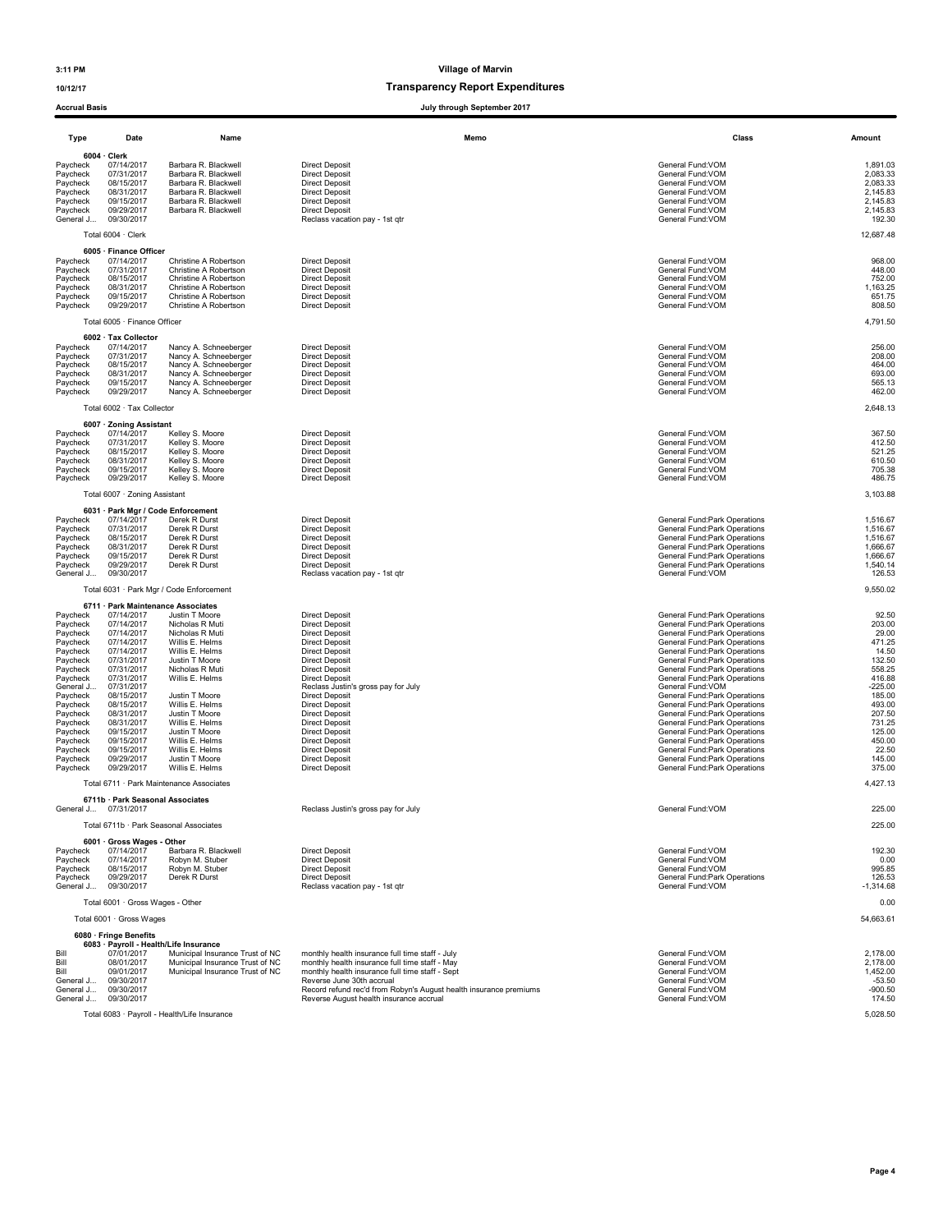# Village of Marvin

## Transparency Report Expenditures

**Accrual Basis** — July through September 2017

| Type | Date | Name | Memo | Class | Amount |
|---|---|---|---|---|---|
| **6004 · Clerk** | | | | | |
| Paycheck | 07/14/2017 | Barbara R. Blackwell | Direct Deposit | General Fund:VOM | 1,891.03 |
| Paycheck | 07/31/2017 | Barbara R. Blackwell | Direct Deposit | General Fund:VOM | 2,083.33 |
| Paycheck | 08/15/2017 | Barbara R. Blackwell | Direct Deposit | General Fund:VOM | 2,083.33 |
| Paycheck | 08/31/2017 | Barbara R. Blackwell | Direct Deposit | General Fund:VOM | 2,145.83 |
| Paycheck | 09/15/2017 | Barbara R. Blackwell | Direct Deposit | General Fund:VOM | 2,145.83 |
| Paycheck | 09/29/2017 | Barbara R. Blackwell | Direct Deposit | General Fund:VOM | 2,145.83 |
| General J... | 09/30/2017 | | Reclass vacation pay - 1st qtr | General Fund:VOM | 192.30 |
| Total 6004 · Clerk | | | | | 12,687.48 |
| **6005 · Finance Officer** | | | | | |
| Paycheck | 07/14/2017 | Christine A Robertson | Direct Deposit | General Fund:VOM | 968.00 |
| Paycheck | 07/31/2017 | Christine A Robertson | Direct Deposit | General Fund:VOM | 448.00 |
| Paycheck | 08/15/2017 | Christine A Robertson | Direct Deposit | General Fund:VOM | 752.00 |
| Paycheck | 08/31/2017 | Christine A Robertson | Direct Deposit | General Fund:VOM | 1,163.25 |
| Paycheck | 09/15/2017 | Christine A Robertson | Direct Deposit | General Fund:VOM | 651.75 |
| Paycheck | 09/29/2017 | Christine A Robertson | Direct Deposit | General Fund:VOM | 808.50 |
| Total 6005 · Finance Officer | | | | | 4,791.50 |
| **6002 · Tax Collector** | | | | | |
| Paycheck | 07/14/2017 | Nancy A. Schneeberger | Direct Deposit | General Fund:VOM | 256.00 |
| Paycheck | 07/31/2017 | Nancy A. Schneeberger | Direct Deposit | General Fund:VOM | 208.00 |
| Paycheck | 08/15/2017 | Nancy A. Schneeberger | Direct Deposit | General Fund:VOM | 464.00 |
| Paycheck | 08/31/2017 | Nancy A. Schneeberger | Direct Deposit | General Fund:VOM | 693.00 |
| Paycheck | 09/15/2017 | Nancy A. Schneeberger | Direct Deposit | General Fund:VOM | 565.13 |
| Paycheck | 09/29/2017 | Nancy A. Schneeberger | Direct Deposit | General Fund:VOM | 462.00 |
| Total 6002 · Tax Collector | | | | | 2,648.13 |
| **6007 · Zoning Assistant** | | | | | |
| Paycheck | 07/14/2017 | Kelley S. Moore | Direct Deposit | General Fund:VOM | 367.50 |
| Paycheck | 07/31/2017 | Kelley S. Moore | Direct Deposit | General Fund:VOM | 412.50 |
| Paycheck | 08/15/2017 | Kelley S. Moore | Direct Deposit | General Fund:VOM | 521.25 |
| Paycheck | 08/31/2017 | Kelley S. Moore | Direct Deposit | General Fund:VOM | 610.50 |
| Paycheck | 09/15/2017 | Kelley S. Moore | Direct Deposit | General Fund:VOM | 705.38 |
| Paycheck | 09/29/2017 | Kelley S. Moore | Direct Deposit | General Fund:VOM | 486.75 |
| Total 6007 · Zoning Assistant | | | | | 3,103.88 |
| **6031 · Park Mgr / Code Enforcement** | | | | | |
| Paycheck | 07/14/2017 | Derek R Durst | Direct Deposit | General Fund:Park Operations | 1,516.67 |
| Paycheck | 07/31/2017 | Derek R Durst | Direct Deposit | General Fund:Park Operations | 1,516.67 |
| Paycheck | 08/15/2017 | Derek R Durst | Direct Deposit | General Fund:Park Operations | 1,516.67 |
| Paycheck | 08/31/2017 | Derek R Durst | Direct Deposit | General Fund:Park Operations | 1,666.67 |
| Paycheck | 09/15/2017 | Derek R Durst | Direct Deposit | General Fund:Park Operations | 1,666.67 |
| Paycheck | 09/29/2017 | Derek R Durst | Direct Deposit | General Fund:Park Operations | 1,540.14 |
| General J... | 09/30/2017 | | Reclass vacation pay - 1st qtr | General Fund:VOM | 126.53 |
| Total 6031 · Park Mgr / Code Enforcement | | | | | 9,550.02 |
| **6711 · Park Maintenance Associates** | | | | | |
| Paycheck | 07/14/2017 | Justin T Moore | Direct Deposit | General Fund:Park Operations | 92.50 |
| Paycheck | 07/14/2017 | Nicholas R Muti | Direct Deposit | General Fund:Park Operations | 203.00 |
| Paycheck | 07/14/2017 | Nicholas R Muti | Direct Deposit | General Fund:Park Operations | 29.00 |
| Paycheck | 07/14/2017 | Willis E. Helms | Direct Deposit | General Fund:Park Operations | 471.25 |
| Paycheck | 07/14/2017 | Willis E. Helms | Direct Deposit | General Fund:Park Operations | 14.50 |
| Paycheck | 07/31/2017 | Justin T Moore | Direct Deposit | General Fund:Park Operations | 132.50 |
| Paycheck | 07/31/2017 | Nicholas R Muti | Direct Deposit | General Fund:Park Operations | 558.25 |
| Paycheck | 07/31/2017 | Willis E. Helms | Direct Deposit | General Fund:Park Operations | 416.88 |
| General J... | 07/31/2017 | | Reclass Justin's gross pay for July | General Fund:VOM | -225.00 |
| Paycheck | 08/15/2017 | Justin T Moore | Direct Deposit | General Fund:Park Operations | 185.00 |
| Paycheck | 08/15/2017 | Willis E. Helms | Direct Deposit | General Fund:Park Operations | 493.00 |
| Paycheck | 08/31/2017 | Justin T Moore | Direct Deposit | General Fund:Park Operations | 207.50 |
| Paycheck | 08/31/2017 | Willis E. Helms | Direct Deposit | General Fund:Park Operations | 731.25 |
| Paycheck | 09/15/2017 | Justin T Moore | Direct Deposit | General Fund:Park Operations | 125.00 |
| Paycheck | 09/15/2017 | Willis E. Helms | Direct Deposit | General Fund:Park Operations | 450.00 |
| Paycheck | 09/15/2017 | Willis E. Helms | Direct Deposit | General Fund:Park Operations | 22.50 |
| Paycheck | 09/29/2017 | Justin T Moore | Direct Deposit | General Fund:Park Operations | 145.00 |
| Paycheck | 09/29/2017 | Willis E. Helms | Direct Deposit | General Fund:Park Operations | 375.00 |
| Total 6711 · Park Maintenance Associates | | | | | 4,427.13 |
| **6711b · Park Seasonal Associates** | | | | | |
| General J... | 07/31/2017 | | Reclass Justin's gross pay for July | General Fund:VOM | 225.00 |
| Total 6711b · Park Seasonal Associates | | | | | 225.00 |
| **6001 · Gross Wages - Other** | | | | | |
| Paycheck | 07/14/2017 | Barbara R. Blackwell | Direct Deposit | General Fund:VOM | 192.30 |
| Paycheck | 07/14/2017 | Robyn M. Stuber | Direct Deposit | General Fund:VOM | 0.00 |
| Paycheck | 08/15/2017 | Robyn M. Stuber | Direct Deposit | General Fund:VOM | 995.85 |
| Paycheck | 09/29/2017 | Derek R Durst | Direct Deposit | General Fund:Park Operations | 126.53 |
| General J... | 09/30/2017 | | Reclass vacation pay - 1st qtr | General Fund:VOM | -1,314.68 |
| Total 6001 · Gross Wages - Other | | | | | 0.00 |
| Total 6001 · Gross Wages | | | | | 54,663.61 |
| **6080 · Fringe Benefits** | | | | | |
| **6083 · Payroll - Health/Life Insurance** | | | | | |
| Bill | 07/01/2017 | Municipal Insurance Trust of NC | monthly health insurance full time staff - July | General Fund:VOM | 2,178.00 |
| Bill | 08/01/2017 | Municipal Insurance Trust of NC | monthly health insurance full time staff - May | General Fund:VOM | 2,178.00 |
| Bill | 09/01/2017 | Municipal Insurance Trust of NC | monthly health insurance full time staff - Sept | General Fund:VOM | 1,452.00 |
| General J... | 09/30/2017 | | Reverse June 30th accrual | General Fund:VOM | -53.50 |
| General J... | 09/30/2017 | | Record refund rec'd from Robyn's August health insurance premiums | General Fund:VOM | -900.50 |
| General J... | 09/30/2017 | | Reverse August health insurance accrual | General Fund:VOM | 174.50 |
| Total 6083 · Payroll - Health/Life Insurance | | | | | 5,028.50 |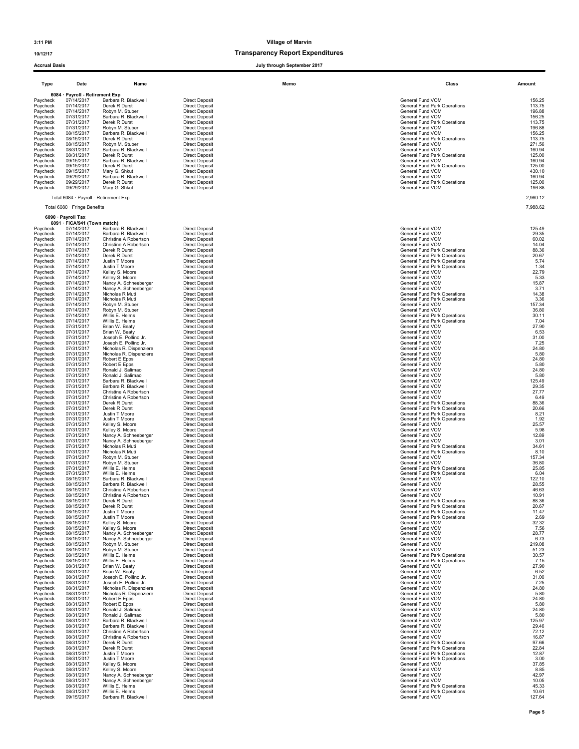# Village of Marvin

## Transparency Report Expenditures

**Accrual Basis** — July through September 2017

| Type | Date | Name | Memo | Class | Amount |
|---|---|---|---|---|---|
| **6084 · Payroll - Retirement Exp** | | | | | |
| Paycheck | 07/14/2017 | Barbara R. Blackwell | Direct Deposit | General Fund:VOM | 156.25 |
| Paycheck | 07/14/2017 | Derek R Durst | Direct Deposit | General Fund:Park Operations | 113.75 |
| Paycheck | 07/14/2017 | Robyn M. Stuber | Direct Deposit | General Fund:VOM | 196.88 |
| Paycheck | 07/31/2017 | Barbara R. Blackwell | Direct Deposit | General Fund:VOM | 156.25 |
| Paycheck | 07/31/2017 | Derek R Durst | Direct Deposit | General Fund:Park Operations | 113.75 |
| Paycheck | 07/31/2017 | Robyn M. Stuber | Direct Deposit | General Fund:VOM | 196.88 |
| Paycheck | 08/15/2017 | Barbara R. Blackwell | Direct Deposit | General Fund:VOM | 156.25 |
| Paycheck | 08/15/2017 | Derek R Durst | Direct Deposit | General Fund:Park Operations | 113.75 |
| Paycheck | 08/15/2017 | Robyn M. Stuber | Direct Deposit | General Fund:VOM | 271.56 |
| Paycheck | 08/31/2017 | Barbara R. Blackwell | Direct Deposit | General Fund:VOM | 160.94 |
| Paycheck | 08/31/2017 | Derek R Durst | Direct Deposit | General Fund:Park Operations | 125.00 |
| Paycheck | 09/15/2017 | Barbara R. Blackwell | Direct Deposit | General Fund:VOM | 160.94 |
| Paycheck | 09/15/2017 | Derek R Durst | Direct Deposit | General Fund:Park Operations | 125.00 |
| Paycheck | 09/15/2017 | Mary G. Shkut | Direct Deposit | General Fund:VOM | 430.10 |
| Paycheck | 09/29/2017 | Barbara R. Blackwell | Direct Deposit | General Fund:VOM | 160.94 |
| Paycheck | 09/29/2017 | Derek R Durst | Direct Deposit | General Fund:Park Operations | 125.00 |
| Paycheck | 09/29/2017 | Mary G. Shkut | Direct Deposit | General Fund:VOM | 196.88 |
| Total 6084 · Payroll - Retirement Exp | | | | | 2,960.12 |
| Total 6080 · Fringe Benefits | | | | | 7,988.62 |
| **6090 · Payroll Tax** | | | | | |
| **6091 · FICA/941 (Town match)** | | | | | |
| Paycheck | 07/14/2017 | Barbara R. Blackwell | Direct Deposit | General Fund:VOM | 125.49 |
| Paycheck | 07/14/2017 | Barbara R. Blackwell | Direct Deposit | General Fund:VOM | 29.35 |
| Paycheck | 07/14/2017 | Christine A Robertson | Direct Deposit | General Fund:VOM | 60.02 |
| Paycheck | 07/14/2017 | Christine A Robertson | Direct Deposit | General Fund:VOM | 14.04 |
| Paycheck | 07/14/2017 | Derek R Durst | Direct Deposit | General Fund:Park Operations | 88.36 |
| Paycheck | 07/14/2017 | Derek R Durst | Direct Deposit | General Fund:Park Operations | 20.67 |
| Paycheck | 07/14/2017 | Justin T Moore | Direct Deposit | General Fund:Park Operations | 5.74 |
| Paycheck | 07/14/2017 | Justin T Moore | Direct Deposit | General Fund:Park Operations | 1.34 |
| Paycheck | 07/14/2017 | Kelley S. Moore | Direct Deposit | General Fund:VOM | 22.79 |
| Paycheck | 07/14/2017 | Kelley S. Moore | Direct Deposit | General Fund:VOM | 5.33 |
| Paycheck | 07/14/2017 | Nancy A. Schneeberger | Direct Deposit | General Fund:VOM | 15.87 |
| Paycheck | 07/14/2017 | Nancy A. Schneeberger | Direct Deposit | General Fund:VOM | 3.71 |
| Paycheck | 07/14/2017 | Nicholas R Muti | Direct Deposit | General Fund:Park Operations | 14.38 |
| Paycheck | 07/14/2017 | Nicholas R Muti | Direct Deposit | General Fund:Park Operations | 3.36 |
| Paycheck | 07/14/2017 | Robyn M. Stuber | Direct Deposit | General Fund:VOM | 157.34 |
| Paycheck | 07/14/2017 | Robyn M. Stuber | Direct Deposit | General Fund:VOM | 36.80 |
| Paycheck | 07/14/2017 | Willis E. Helms | Direct Deposit | General Fund:Park Operations | 30.11 |
| Paycheck | 07/14/2017 | Willis E. Helms | Direct Deposit | General Fund:Park Operations | 7.04 |
| Paycheck | 07/31/2017 | Brian W. Beaty | Direct Deposit | General Fund:VOM | 27.90 |
| Paycheck | 07/31/2017 | Brian W. Beaty | Direct Deposit | General Fund:VOM | 6.53 |
| Paycheck | 07/31/2017 | Joseph E. Pollino Jr. | Direct Deposit | General Fund:VOM | 31.00 |
| Paycheck | 07/31/2017 | Joseph E. Pollino Jr. | Direct Deposit | General Fund:VOM | 7.25 |
| Paycheck | 07/31/2017 | Nicholas R. Dispenziere | Direct Deposit | General Fund:VOM | 24.80 |
| Paycheck | 07/31/2017 | Nicholas R. Dispenziere | Direct Deposit | General Fund:VOM | 5.80 |
| Paycheck | 07/31/2017 | Robert E Epps | Direct Deposit | General Fund:VOM | 24.80 |
| Paycheck | 07/31/2017 | Robert E Epps | Direct Deposit | General Fund:VOM | 5.80 |
| Paycheck | 07/31/2017 | Ronald J. Salimao | Direct Deposit | General Fund:VOM | 24.80 |
| Paycheck | 07/31/2017 | Ronald J. Salimao | Direct Deposit | General Fund:VOM | 5.80 |
| Paycheck | 07/31/2017 | Barbara R. Blackwell | Direct Deposit | General Fund:VOM | 125.49 |
| Paycheck | 07/31/2017 | Barbara R. Blackwell | Direct Deposit | General Fund:VOM | 29.35 |
| Paycheck | 07/31/2017 | Christine A Robertson | Direct Deposit | General Fund:VOM | 27.77 |
| Paycheck | 07/31/2017 | Christine A Robertson | Direct Deposit | General Fund:VOM | 6.49 |
| Paycheck | 07/31/2017 | Derek R Durst | Direct Deposit | General Fund:Park Operations | 88.36 |
| Paycheck | 07/31/2017 | Derek R Durst | Direct Deposit | General Fund:Park Operations | 20.66 |
| Paycheck | 07/31/2017 | Justin T Moore | Direct Deposit | General Fund:Park Operations | 8.21 |
| Paycheck | 07/31/2017 | Justin T Moore | Direct Deposit | General Fund:Park Operations | 1.92 |
| Paycheck | 07/31/2017 | Kelley S. Moore | Direct Deposit | General Fund:VOM | 25.57 |
| Paycheck | 07/31/2017 | Kelley S. Moore | Direct Deposit | General Fund:VOM | 5.98 |
| Paycheck | 07/31/2017 | Nancy A. Schneeberger | Direct Deposit | General Fund:VOM | 12.89 |
| Paycheck | 07/31/2017 | Nancy A. Schneeberger | Direct Deposit | General Fund:VOM | 3.01 |
| Paycheck | 07/31/2017 | Nicholas R Muti | Direct Deposit | General Fund:Park Operations | 34.61 |
| Paycheck | 07/31/2017 | Nicholas R Muti | Direct Deposit | General Fund:Park Operations | 8.10 |
| Paycheck | 07/31/2017 | Robyn M. Stuber | Direct Deposit | General Fund:VOM | 157.34 |
| Paycheck | 07/31/2017 | Robyn M. Stuber | Direct Deposit | General Fund:VOM | 36.80 |
| Paycheck | 07/31/2017 | Willis E. Helms | Direct Deposit | General Fund:Park Operations | 25.85 |
| Paycheck | 07/31/2017 | Willis E. Helms | Direct Deposit | General Fund:Park Operations | 6.04 |
| Paycheck | 08/15/2017 | Barbara R. Blackwell | Direct Deposit | General Fund:VOM | 122.10 |
| Paycheck | 08/15/2017 | Barbara R. Blackwell | Direct Deposit | General Fund:VOM | 28.55 |
| Paycheck | 08/15/2017 | Christine A Robertson | Direct Deposit | General Fund:VOM | 46.63 |
| Paycheck | 08/15/2017 | Christine A Robertson | Direct Deposit | General Fund:VOM | 10.91 |
| Paycheck | 08/15/2017 | Derek R Durst | Direct Deposit | General Fund:Park Operations | 88.36 |
| Paycheck | 08/15/2017 | Derek R Durst | Direct Deposit | General Fund:Park Operations | 20.67 |
| Paycheck | 08/15/2017 | Justin T Moore | Direct Deposit | General Fund:Park Operations | 11.47 |
| Paycheck | 08/15/2017 | Justin T Moore | Direct Deposit | General Fund:Park Operations | 2.69 |
| Paycheck | 08/15/2017 | Kelley S. Moore | Direct Deposit | General Fund:VOM | 32.32 |
| Paycheck | 08/15/2017 | Kelley S. Moore | Direct Deposit | General Fund:VOM | 7.56 |
| Paycheck | 08/15/2017 | Nancy A. Schneeberger | Direct Deposit | General Fund:VOM | 28.77 |
| Paycheck | 08/15/2017 | Nancy A. Schneeberger | Direct Deposit | General Fund:VOM | 6.73 |
| Paycheck | 08/15/2017 | Robyn M. Stuber | Direct Deposit | General Fund:VOM | 219.08 |
| Paycheck | 08/15/2017 | Robyn M. Stuber | Direct Deposit | General Fund:VOM | 51.23 |
| Paycheck | 08/15/2017 | Willis E. Helms | Direct Deposit | General Fund:Park Operations | 30.57 |
| Paycheck | 08/15/2017 | Willis E. Helms | Direct Deposit | General Fund:Park Operations | 7.15 |
| Paycheck | 08/31/2017 | Brian W. Beaty | Direct Deposit | General Fund:VOM | 27.90 |
| Paycheck | 08/31/2017 | Brian W. Beaty | Direct Deposit | General Fund:VOM | 6.52 |
| Paycheck | 08/31/2017 | Joseph E. Pollino Jr. | Direct Deposit | General Fund:VOM | 31.00 |
| Paycheck | 08/31/2017 | Joseph E. Pollino Jr. | Direct Deposit | General Fund:VOM | 7.25 |
| Paycheck | 08/31/2017 | Nicholas R. Dispenziere | Direct Deposit | General Fund:VOM | 24.80 |
| Paycheck | 08/31/2017 | Nicholas R. Dispenziere | Direct Deposit | General Fund:VOM | 5.80 |
| Paycheck | 08/31/2017 | Robert E Epps | Direct Deposit | General Fund:VOM | 24.80 |
| Paycheck | 08/31/2017 | Robert E Epps | Direct Deposit | General Fund:VOM | 5.80 |
| Paycheck | 08/31/2017 | Ronald J. Salimao | Direct Deposit | General Fund:VOM | 24.80 |
| Paycheck | 08/31/2017 | Ronald J. Salimao | Direct Deposit | General Fund:VOM | 5.80 |
| Paycheck | 08/31/2017 | Barbara R. Blackwell | Direct Deposit | General Fund:VOM | 125.97 |
| Paycheck | 08/31/2017 | Barbara R. Blackwell | Direct Deposit | General Fund:VOM | 29.46 |
| Paycheck | 08/31/2017 | Christine A Robertson | Direct Deposit | General Fund:VOM | 72.12 |
| Paycheck | 08/31/2017 | Christine A Robertson | Direct Deposit | General Fund:VOM | 16.87 |
| Paycheck | 08/31/2017 | Derek R Durst | Direct Deposit | General Fund:Park Operations | 97.66 |
| Paycheck | 08/31/2017 | Derek R Durst | Direct Deposit | General Fund:Park Operations | 22.84 |
| Paycheck | 08/31/2017 | Justin T Moore | Direct Deposit | General Fund:Park Operations | 12.87 |
| Paycheck | 08/31/2017 | Justin T Moore | Direct Deposit | General Fund:Park Operations | 3.00 |
| Paycheck | 08/31/2017 | Kelley S. Moore | Direct Deposit | General Fund:VOM | 37.85 |
| Paycheck | 08/31/2017 | Kelley S. Moore | Direct Deposit | General Fund:VOM | 8.85 |
| Paycheck | 08/31/2017 | Nancy A. Schneeberger | Direct Deposit | General Fund:VOM | 42.97 |
| Paycheck | 08/31/2017 | Nancy A. Schneeberger | Direct Deposit | General Fund:VOM | 10.05 |
| Paycheck | 08/31/2017 | Willis E. Helms | Direct Deposit | General Fund:Park Operations | 45.33 |
| Paycheck | 08/31/2017 | Willis E. Helms | Direct Deposit | General Fund:Park Operations | 10.61 |
| Paycheck | 09/15/2017 | Barbara R. Blackwell | Direct Deposit | General Fund:VOM | 127.64 |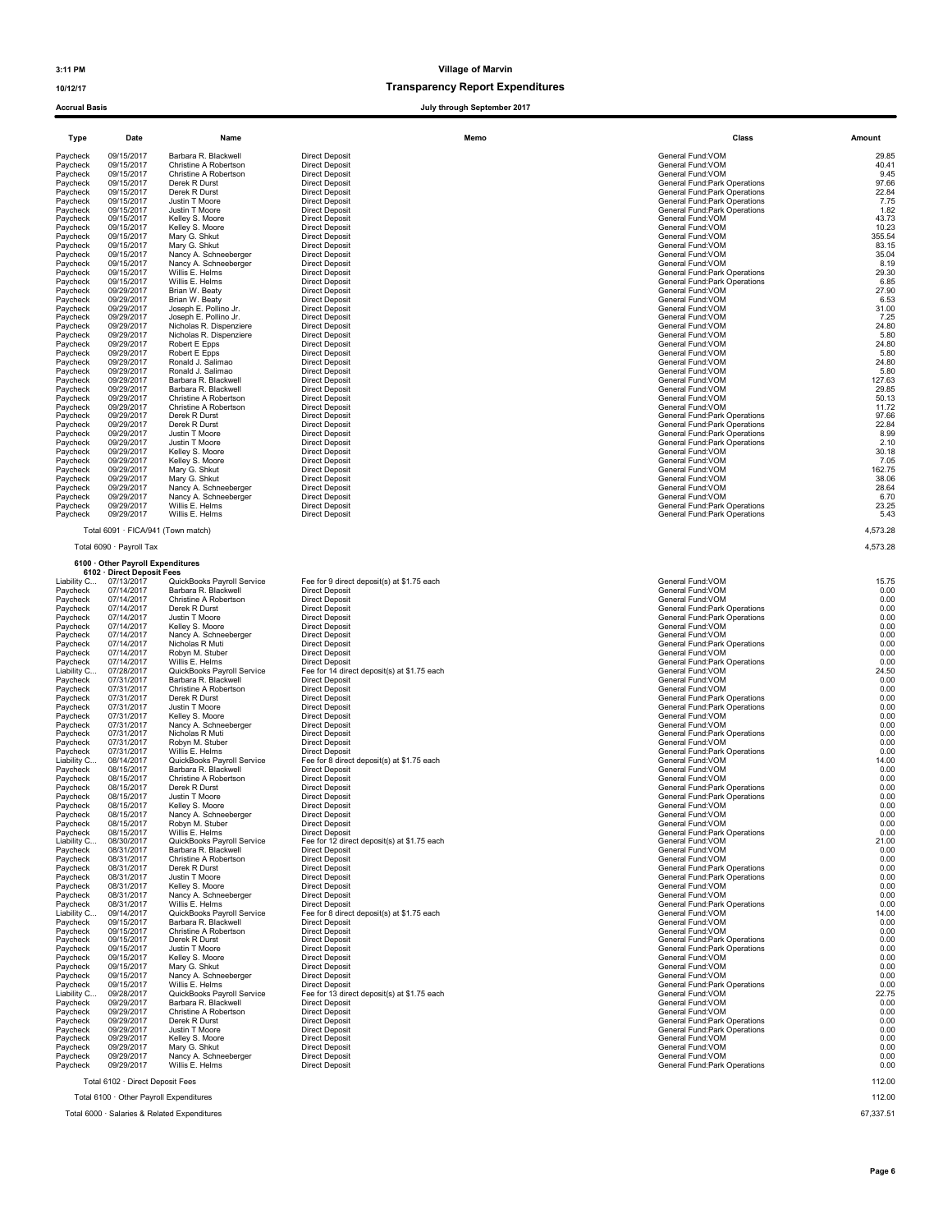# Village of Marvin

## Transparency Report Expenditures

**Accrual Basis** — July through September 2017

| Type | Date | Name | Memo | Class | Amount |
|---|---|---|---|---|---|
| Paycheck | 09/15/2017 | Barbara R. Blackwell | Direct Deposit | General Fund:VOM | 29.85 |
| Paycheck | 09/15/2017 | Christine A Robertson | Direct Deposit | General Fund:VOM | 40.41 |
| Paycheck | 09/15/2017 | Christine A Robertson | Direct Deposit | General Fund:VOM | 9.45 |
| Paycheck | 09/15/2017 | Derek R Durst | Direct Deposit | General Fund:Park Operations | 97.66 |
| Paycheck | 09/15/2017 | Derek R Durst | Direct Deposit | General Fund:Park Operations | 22.84 |
| Paycheck | 09/15/2017 | Justin T Moore | Direct Deposit | General Fund:Park Operations | 7.75 |
| Paycheck | 09/15/2017 | Justin T Moore | Direct Deposit | General Fund:Park Operations | 1.82 |
| Paycheck | 09/15/2017 | Kelley S. Moore | Direct Deposit | General Fund:VOM | 43.73 |
| Paycheck | 09/15/2017 | Kelley S. Moore | Direct Deposit | General Fund:VOM | 10.23 |
| Paycheck | 09/15/2017 | Mary G. Shkut | Direct Deposit | General Fund:VOM | 355.54 |
| Paycheck | 09/15/2017 | Mary G. Shkut | Direct Deposit | General Fund:VOM | 83.15 |
| Paycheck | 09/15/2017 | Nancy A. Schneeberger | Direct Deposit | General Fund:VOM | 35.04 |
| Paycheck | 09/15/2017 | Nancy A. Schneeberger | Direct Deposit | General Fund:VOM | 8.19 |
| Paycheck | 09/15/2017 | Willis E. Helms | Direct Deposit | General Fund:Park Operations | 29.30 |
| Paycheck | 09/15/2017 | Willis E. Helms | Direct Deposit | General Fund:Park Operations | 6.85 |
| Paycheck | 09/29/2017 | Brian W. Beaty | Direct Deposit | General Fund:VOM | 27.90 |
| Paycheck | 09/29/2017 | Brian W. Beaty | Direct Deposit | General Fund:VOM | 6.53 |
| Paycheck | 09/29/2017 | Joseph E. Pollino Jr. | Direct Deposit | General Fund:VOM | 31.00 |
| Paycheck | 09/29/2017 | Joseph E. Pollino Jr. | Direct Deposit | General Fund:VOM | 7.25 |
| Paycheck | 09/29/2017 | Nicholas R. Dispenziere | Direct Deposit | General Fund:VOM | 24.80 |
| Paycheck | 09/29/2017 | Nicholas R. Dispenziere | Direct Deposit | General Fund:VOM | 5.80 |
| Paycheck | 09/29/2017 | Robert E Epps | Direct Deposit | General Fund:VOM | 24.80 |
| Paycheck | 09/29/2017 | Robert E Epps | Direct Deposit | General Fund:VOM | 5.80 |
| Paycheck | 09/29/2017 | Ronald J. Salimao | Direct Deposit | General Fund:VOM | 24.80 |
| Paycheck | 09/29/2017 | Ronald J. Salimao | Direct Deposit | General Fund:VOM | 5.80 |
| Paycheck | 09/29/2017 | Barbara R. Blackwell | Direct Deposit | General Fund:VOM | 127.63 |
| Paycheck | 09/29/2017 | Barbara R. Blackwell | Direct Deposit | General Fund:VOM | 29.85 |
| Paycheck | 09/29/2017 | Christine A Robertson | Direct Deposit | General Fund:VOM | 50.13 |
| Paycheck | 09/29/2017 | Christine A Robertson | Direct Deposit | General Fund:VOM | 11.72 |
| Paycheck | 09/29/2017 | Derek R Durst | Direct Deposit | General Fund:Park Operations | 97.66 |
| Paycheck | 09/29/2017 | Derek R Durst | Direct Deposit | General Fund:Park Operations | 22.84 |
| Paycheck | 09/29/2017 | Justin T Moore | Direct Deposit | General Fund:Park Operations | 8.99 |
| Paycheck | 09/29/2017 | Justin T Moore | Direct Deposit | General Fund:Park Operations | 2.10 |
| Paycheck | 09/29/2017 | Kelley S. Moore | Direct Deposit | General Fund:VOM | 30.18 |
| Paycheck | 09/29/2017 | Kelley S. Moore | Direct Deposit | General Fund:VOM | 7.05 |
| Paycheck | 09/29/2017 | Mary G. Shkut | Direct Deposit | General Fund:VOM | 162.75 |
| Paycheck | 09/29/2017 | Mary G. Shkut | Direct Deposit | General Fund:VOM | 38.06 |
| Paycheck | 09/29/2017 | Nancy A. Schneeberger | Direct Deposit | General Fund:VOM | 28.64 |
| Paycheck | 09/29/2017 | Nancy A. Schneeberger | Direct Deposit | General Fund:VOM | 6.70 |
| Paycheck | 09/29/2017 | Willis E. Helms | Direct Deposit | General Fund:Park Operations | 23.25 |
| Paycheck | 09/29/2017 | Willis E. Helms | Direct Deposit | General Fund:Park Operations | 5.43 |
| Total 6091 · FICA/941 (Town match) | | | | | 4,573.28 |
| Total 6090 · Payroll Tax | | | | | 4,573.28 |
| **6100 · Other Payroll Expenditures** | | | | | |
| **6102 · Direct Deposit Fees** | | | | | |
| Liability C... | 07/13/2017 | QuickBooks Payroll Service | Fee for 9 direct deposit(s) at $1.75 each | General Fund:VOM | 15.75 |
| Paycheck | 07/14/2017 | Barbara R. Blackwell | Direct Deposit | General Fund:VOM | 0.00 |
| Paycheck | 07/14/2017 | Christine A Robertson | Direct Deposit | General Fund:VOM | 0.00 |
| Paycheck | 07/14/2017 | Derek R Durst | Direct Deposit | General Fund:Park Operations | 0.00 |
| Paycheck | 07/14/2017 | Justin T Moore | Direct Deposit | General Fund:Park Operations | 0.00 |
| Paycheck | 07/14/2017 | Kelley S. Moore | Direct Deposit | General Fund:VOM | 0.00 |
| Paycheck | 07/14/2017 | Nancy A. Schneeberger | Direct Deposit | General Fund:VOM | 0.00 |
| Paycheck | 07/14/2017 | Nicholas R Muti | Direct Deposit | General Fund:Park Operations | 0.00 |
| Paycheck | 07/14/2017 | Robyn M. Stuber | Direct Deposit | General Fund:VOM | 0.00 |
| Paycheck | 07/14/2017 | Willis E. Helms | Direct Deposit | General Fund:Park Operations | 0.00 |
| Liability C... | 07/28/2017 | QuickBooks Payroll Service | Fee for 14 direct deposit(s) at $1.75 each | General Fund:VOM | 24.50 |
| Paycheck | 07/31/2017 | Barbara R. Blackwell | Direct Deposit | General Fund:VOM | 0.00 |
| Paycheck | 07/31/2017 | Christine A Robertson | Direct Deposit | General Fund:VOM | 0.00 |
| Paycheck | 07/31/2017 | Derek R Durst | Direct Deposit | General Fund:Park Operations | 0.00 |
| Paycheck | 07/31/2017 | Justin T Moore | Direct Deposit | General Fund:Park Operations | 0.00 |
| Paycheck | 07/31/2017 | Kelley S. Moore | Direct Deposit | General Fund:VOM | 0.00 |
| Paycheck | 07/31/2017 | Nancy A. Schneeberger | Direct Deposit | General Fund:VOM | 0.00 |
| Paycheck | 07/31/2017 | Nicholas R Muti | Direct Deposit | General Fund:Park Operations | 0.00 |
| Paycheck | 07/31/2017 | Robyn M. Stuber | Direct Deposit | General Fund:VOM | 0.00 |
| Paycheck | 07/31/2017 | Willis E. Helms | Direct Deposit | General Fund:Park Operations | 0.00 |
| Liability C... | 08/14/2017 | QuickBooks Payroll Service | Fee for 8 direct deposit(s) at $1.75 each | General Fund:VOM | 14.00 |
| Paycheck | 08/15/2017 | Barbara R. Blackwell | Direct Deposit | General Fund:VOM | 0.00 |
| Paycheck | 08/15/2017 | Christine A Robertson | Direct Deposit | General Fund:VOM | 0.00 |
| Paycheck | 08/15/2017 | Derek R Durst | Direct Deposit | General Fund:Park Operations | 0.00 |
| Paycheck | 08/15/2017 | Justin T Moore | Direct Deposit | General Fund:Park Operations | 0.00 |
| Paycheck | 08/15/2017 | Kelley S. Moore | Direct Deposit | General Fund:VOM | 0.00 |
| Paycheck | 08/15/2017 | Nancy A. Schneeberger | Direct Deposit | General Fund:VOM | 0.00 |
| Paycheck | 08/15/2017 | Robyn M. Stuber | Direct Deposit | General Fund:VOM | 0.00 |
| Paycheck | 08/15/2017 | Willis E. Helms | Direct Deposit | General Fund:Park Operations | 0.00 |
| Liability C... | 08/30/2017 | QuickBooks Payroll Service | Fee for 12 direct deposit(s) at $1.75 each | General Fund:VOM | 21.00 |
| Paycheck | 08/31/2017 | Barbara R. Blackwell | Direct Deposit | General Fund:VOM | 0.00 |
| Paycheck | 08/31/2017 | Christine A Robertson | Direct Deposit | General Fund:VOM | 0.00 |
| Paycheck | 08/31/2017 | Derek R Durst | Direct Deposit | General Fund:Park Operations | 0.00 |
| Paycheck | 08/31/2017 | Justin T Moore | Direct Deposit | General Fund:Park Operations | 0.00 |
| Paycheck | 08/31/2017 | Kelley S. Moore | Direct Deposit | General Fund:VOM | 0.00 |
| Paycheck | 08/31/2017 | Nancy A. Schneeberger | Direct Deposit | General Fund:VOM | 0.00 |
| Paycheck | 08/31/2017 | Willis E. Helms | Direct Deposit | General Fund:Park Operations | 0.00 |
| Liability C... | 09/14/2017 | QuickBooks Payroll Service | Fee for 8 direct deposit(s) at $1.75 each | General Fund:VOM | 14.00 |
| Paycheck | 09/15/2017 | Barbara R. Blackwell | Direct Deposit | General Fund:VOM | 0.00 |
| Paycheck | 09/15/2017 | Christine A Robertson | Direct Deposit | General Fund:VOM | 0.00 |
| Paycheck | 09/15/2017 | Derek R Durst | Direct Deposit | General Fund:Park Operations | 0.00 |
| Paycheck | 09/15/2017 | Justin T Moore | Direct Deposit | General Fund:Park Operations | 0.00 |
| Paycheck | 09/15/2017 | Kelley S. Moore | Direct Deposit | General Fund:VOM | 0.00 |
| Paycheck | 09/15/2017 | Mary G. Shkut | Direct Deposit | General Fund:VOM | 0.00 |
| Paycheck | 09/15/2017 | Nancy A. Schneeberger | Direct Deposit | General Fund:VOM | 0.00 |
| Paycheck | 09/15/2017 | Willis E. Helms | Direct Deposit | General Fund:Park Operations | 0.00 |
| Liability C... | 09/28/2017 | QuickBooks Payroll Service | Fee for 13 direct deposit(s) at $1.75 each | General Fund:VOM | 22.75 |
| Paycheck | 09/29/2017 | Barbara R. Blackwell | Direct Deposit | General Fund:VOM | 0.00 |
| Paycheck | 09/29/2017 | Christine A Robertson | Direct Deposit | General Fund:VOM | 0.00 |
| Paycheck | 09/29/2017 | Derek R Durst | Direct Deposit | General Fund:Park Operations | 0.00 |
| Paycheck | 09/29/2017 | Justin T Moore | Direct Deposit | General Fund:Park Operations | 0.00 |
| Paycheck | 09/29/2017 | Kelley S. Moore | Direct Deposit | General Fund:VOM | 0.00 |
| Paycheck | 09/29/2017 | Mary G. Shkut | Direct Deposit | General Fund:VOM | 0.00 |
| Paycheck | 09/29/2017 | Nancy A. Schneeberger | Direct Deposit | General Fund:VOM | 0.00 |
| Paycheck | 09/29/2017 | Willis E. Helms | Direct Deposit | General Fund:Park Operations | 0.00 |
| Total 6102 · Direct Deposit Fees | | | | | 112.00 |
| Total 6100 · Other Payroll Expenditures | | | | | 112.00 |
| Total 6000 · Salaries & Related Expenditures | | | | | 67,337.51 |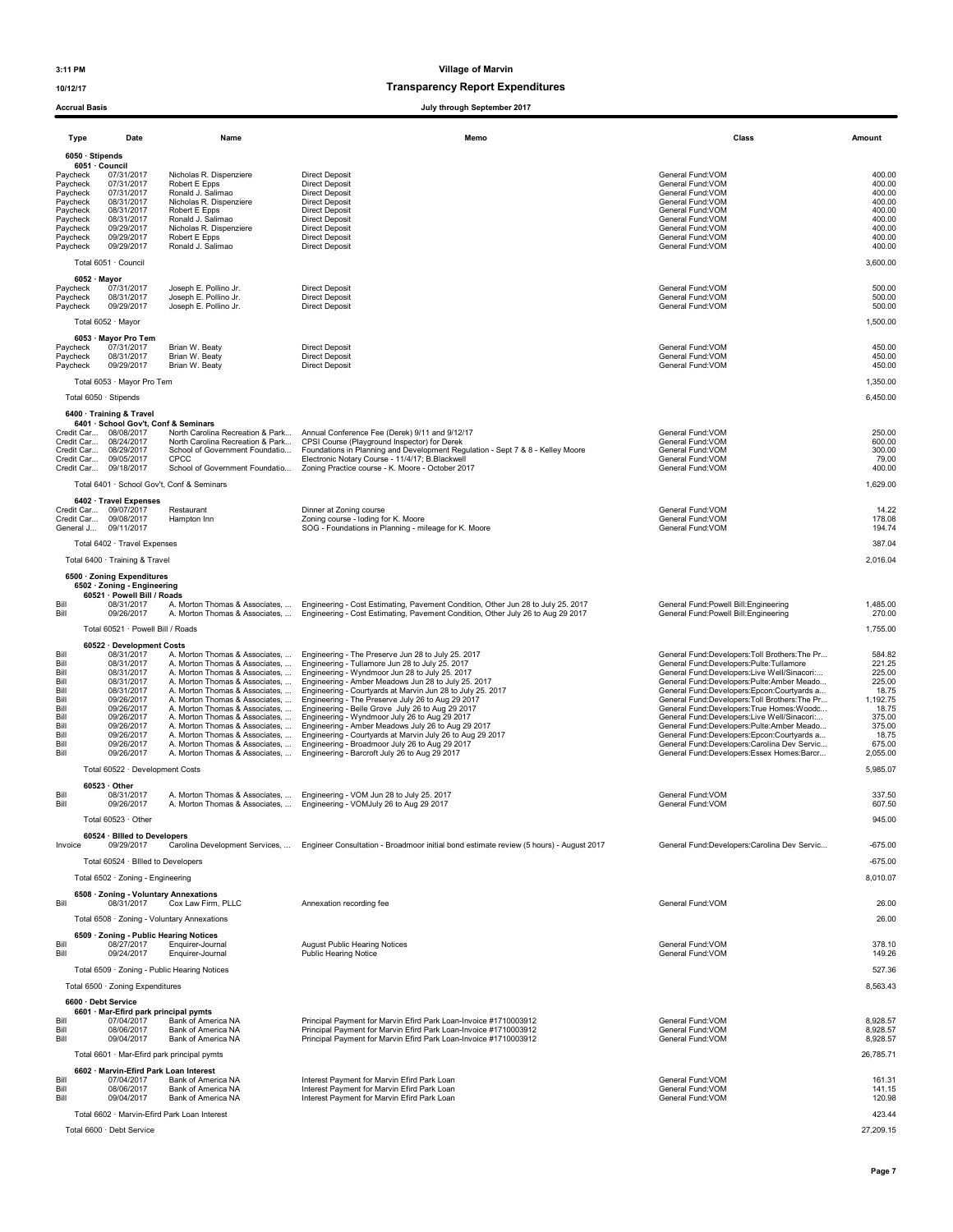3:11 PM

10/12/17

Accrual Basis

# Village of Marvin

## Transparency Report Expenditures

### July through September 2017

| Type | Date | Name | Memo | Class | Amount |
|---|---|---|---|---|---|
| **6050 · Stipends** | | | | | |
| **6051 · Council** | | | | | |
| Paycheck | 07/31/2017 | Nicholas R. Dispenziere | Direct Deposit | General Fund:VOM | 400.00 |
| Paycheck | 07/31/2017 | Robert E Epps | Direct Deposit | General Fund:VOM | 400.00 |
| Paycheck | 07/31/2017 | Ronald J. Salimao | Direct Deposit | General Fund:VOM | 400.00 |
| Paycheck | 08/31/2017 | Nicholas R. Dispenziere | Direct Deposit | General Fund:VOM | 400.00 |
| Paycheck | 08/31/2017 | Robert E Epps | Direct Deposit | General Fund:VOM | 400.00 |
| Paycheck | 08/31/2017 | Ronald J. Salimao | Direct Deposit | General Fund:VOM | 400.00 |
| Paycheck | 09/29/2017 | Nicholas R. Dispenziere | Direct Deposit | General Fund:VOM | 400.00 |
| Paycheck | 09/29/2017 | Robert E Epps | Direct Deposit | General Fund:VOM | 400.00 |
| Paycheck | 09/29/2017 | Ronald J. Salimao | Direct Deposit | General Fund:VOM | 400.00 |
| Total 6051 · Council | | | | | 3,600.00 |
| **6052 · Mayor** | | | | | |
| Paycheck | 07/31/2017 | Joseph E. Pollino Jr. | Direct Deposit | General Fund:VOM | 500.00 |
| Paycheck | 08/31/2017 | Joseph E. Pollino Jr. | Direct Deposit | General Fund:VOM | 500.00 |
| Paycheck | 09/29/2017 | Joseph E. Pollino Jr. | Direct Deposit | General Fund:VOM | 500.00 |
| Total 6052 · Mayor | | | | | 1,500.00 |
| **6053 · Mayor Pro Tem** | | | | | |
| Paycheck | 07/31/2017 | Brian W. Beaty | Direct Deposit | General Fund:VOM | 450.00 |
| Paycheck | 08/31/2017 | Brian W. Beaty | Direct Deposit | General Fund:VOM | 450.00 |
| Paycheck | 09/29/2017 | Brian W. Beaty | Direct Deposit | General Fund:VOM | 450.00 |
| Total 6053 · Mayor Pro Tem | | | | | 1,350.00 |
| Total 6050 · Stipends | | | | | 6,450.00 |
| **6400 · Training & Travel** | | | | | |
| **6401 · School Gov't, Conf & Seminars** | | | | | |
| Credit Car... | 08/08/2017 | North Carolina Recreation & Park... | Annual Conference Fee (Derek) 9/11 and 9/12/17 | General Fund:VOM | 250.00 |
| Credit Car... | 08/24/2017 | North Carolina Recreation & Park... | CPSI Course (Playground Inspector) for Derek | General Fund:VOM | 600.00 |
| Credit Car... | 08/29/2017 | School of Government Foundatio... | Foundations in Planning and Development Regulation - Sept 7 & 8 - Kelley Moore | General Fund:VOM | 300.00 |
| Credit Car... | 09/05/2017 | CPCC | Electronic Notary Course - 11/4/17; B.Blackwell | General Fund:VOM | 79.00 |
| Credit Car... | 09/18/2017 | School of Government Foundatio... | Zoning Practice course - K. Moore - October 2017 | General Fund:VOM | 400.00 |
| Total 6401 · School Gov't, Conf & Seminars | | | | | 1,629.00 |
| **6402 · Travel Expenses** | | | | | |
| Credit Car... | 09/07/2017 | Restaurant | Dinner at Zoning course | General Fund:VOM | 14.22 |
| Credit Car... | 09/08/2017 | Hampton Inn | Zoning course - loding for K. Moore | General Fund:VOM | 178.08 |
| General J... | 09/11/2017 | | SOG - Foundations in Planning - mileage for K. Moore | General Fund:VOM | 194.74 |
| Total 6402 · Travel Expenses | | | | | 387.04 |
| Total 6400 · Training & Travel | | | | | 2,016.04 |
| **6500 · Zoning Expenditures** | | | | | |
| **6502 · Zoning - Engineering** | | | | | |
| **60521 · Powell Bill / Roads** | | | | | |
| Bill | 08/31/2017 | A. Morton Thomas & Associates, ... | Engineering - Cost Estimating, Pavement Condition, Other Jun 28 to July 25. 2017 | General Fund:Powell Bill:Engineering | 1,485.00 |
| Bill | 09/26/2017 | A. Morton Thomas & Associates, ... | Engineering - Cost Estimating, Pavement Condition, Other July 26 to Aug 29 2017 | General Fund:Powell Bill:Engineering | 270.00 |
| Total 60521 · Powell Bill / Roads | | | | | 1,755.00 |
| **60522 · Development Costs** | | | | | |
| Bill | 08/31/2017 | A. Morton Thomas & Associates, ... | Engineering - The Preserve Jun 28 to July 25. 2017 | General Fund:Developers:Toll Brothers:The Pr... | 584.82 |
| Bill | 08/31/2017 | A. Morton Thomas & Associates, ... | Engineering - Tullamore Jun 28 to July 25. 2017 | General Fund:Developers:Pulte:Tullamore | 221.25 |
| Bill | 08/31/2017 | A. Morton Thomas & Associates, ... | Engineering - Wyndmoor Jun 28 to July 25. 2017 | General Fund:Developers:Live Well/Sinacori:... | 225.00 |
| Bill | 08/31/2017 | A. Morton Thomas & Associates, ... | Engineering - Amber Meadows Jun 28 to July 25. 2017 | General Fund:Developers:Pulte:Amber Meado... | 225.00 |
| Bill | 08/31/2017 | A. Morton Thomas & Associates, ... | Engineering - Courtyards at Marvin Jun 28 to July 25. 2017 | General Fund:Developers:Epcon:Courtyards a... | 18.75 |
| Bill | 09/26/2017 | A. Morton Thomas & Associates, ... | Engineering - The Preserve July 26 to Aug 29 2017 | General Fund:Developers:Toll Brothers:The Pr... | 1,192.75 |
| Bill | 09/26/2017 | A. Morton Thomas & Associates, ... | Engineering - Belle Grove July 26 to Aug 29 2017 | General Fund:Developers:True Homes:Woodc... | 18.75 |
| Bill | 09/26/2017 | A. Morton Thomas & Associates, ... | Engineering - Wyndmoor July 26 to Aug 29 2017 | General Fund:Developers:Live Well/Sinacori:... | 375.00 |
| Bill | 09/26/2017 | A. Morton Thomas & Associates, ... | Engineering - Amber Meadows July 26 to Aug 29 2017 | General Fund:Developers:Pulte:Amber Meado... | 375.00 |
| Bill | 09/26/2017 | A. Morton Thomas & Associates, ... | Engineering - Courtyards at Marvin July 26 to Aug 29 2017 | General Fund:Developers:Epcon:Courtyards a... | 18.75 |
| Bill | 09/26/2017 | A. Morton Thomas & Associates, ... | Engineering - Broadmoor July 26 to Aug 29 2017 | General Fund:Developers:Carolina Dev Servic... | 675.00 |
| Bill | 09/26/2017 | A. Morton Thomas & Associates, ... | Engineering - Barcroft July 26 to Aug 29 2017 | General Fund:Developers:Essex Homes:Barcr... | 2,055.00 |
| Total 60522 · Development Costs | | | | | 5,985.07 |
| **60523 · Other** | | | | | |
| Bill | 08/31/2017 | A. Morton Thomas & Associates, ... | Engineering - VOM Jun 28 to July 25. 2017 | General Fund:VOM | 337.50 |
| Bill | 09/26/2017 | A. Morton Thomas & Associates, ... | Engineering - VOMJuly 26 to Aug 29 2017 | General Fund:VOM | 607.50 |
| Total 60523 · Other | | | | | 945.00 |
| **60524 · Billed to Developers** | | | | | |
| Invoice | 09/29/2017 | Carolina Development Services, ... | Engineer Consultation - Broadmoor initial bond estimate review (5 hours) - August 2017 | General Fund:Developers:Carolina Dev Servic... | -675.00 |
| Total 60524 · Billed to Developers | | | | | -675.00 |
| Total 6502 · Zoning - Engineering | | | | | 8,010.07 |
| **6508 · Zoning - Voluntary Annexations** | | | | | |
| Bill | 08/31/2017 | Cox Law Firm, PLLC | Annexation recording fee | General Fund:VOM | 26.00 |
| Total 6508 · Zoning - Voluntary Annexations | | | | | 26.00 |
| **6509 · Zoning - Public Hearing Notices** | | | | | |
| Bill | 08/27/2017 | Enquirer-Journal | August Public Hearing Notices | General Fund:VOM | 378.10 |
| Bill | 09/24/2017 | Enquirer-Journal | Public Hearing Notice | General Fund:VOM | 149.26 |
| Total 6509 · Zoning - Public Hearing Notices | | | | | 527.36 |
| Total 6500 · Zoning Expenditures | | | | | 8,563.43 |
| **6600 · Debt Service** | | | | | |
| **6601 · Mar-Efird park principal pymts** | | | | | |
| Bill | 07/04/2017 | Bank of America NA | Principal Payment for Marvin Efird Park Loan-Invoice #1710003912 | General Fund:VOM | 8,928.57 |
| Bill | 08/06/2017 | Bank of America NA | Principal Payment for Marvin Efird Park Loan-Invoice #1710003912 | General Fund:VOM | 8,928.57 |
| Bill | 09/04/2017 | Bank of America NA | Principal Payment for Marvin Efird Park Loan-Invoice #1710003912 | General Fund:VOM | 8,928.57 |
| Total 6601 · Mar-Efird park principal pymts | | | | | 26,785.71 |
| **6602 · Marvin-Efird Park Loan Interest** | | | | | |
| Bill | 07/04/2017 | Bank of America NA | Interest Payment for Marvin Efird Park Loan | General Fund:VOM | 161.31 |
| Bill | 08/06/2017 | Bank of America NA | Interest Payment for Marvin Efird Park Loan | General Fund:VOM | 141.15 |
| Bill | 09/04/2017 | Bank of America NA | Interest Payment for Marvin Efird Park Loan | General Fund:VOM | 120.98 |
| Total 6602 · Marvin-Efird Park Loan Interest | | | | | 423.44 |
| Total 6600 · Debt Service | | | | | 27,209.15 |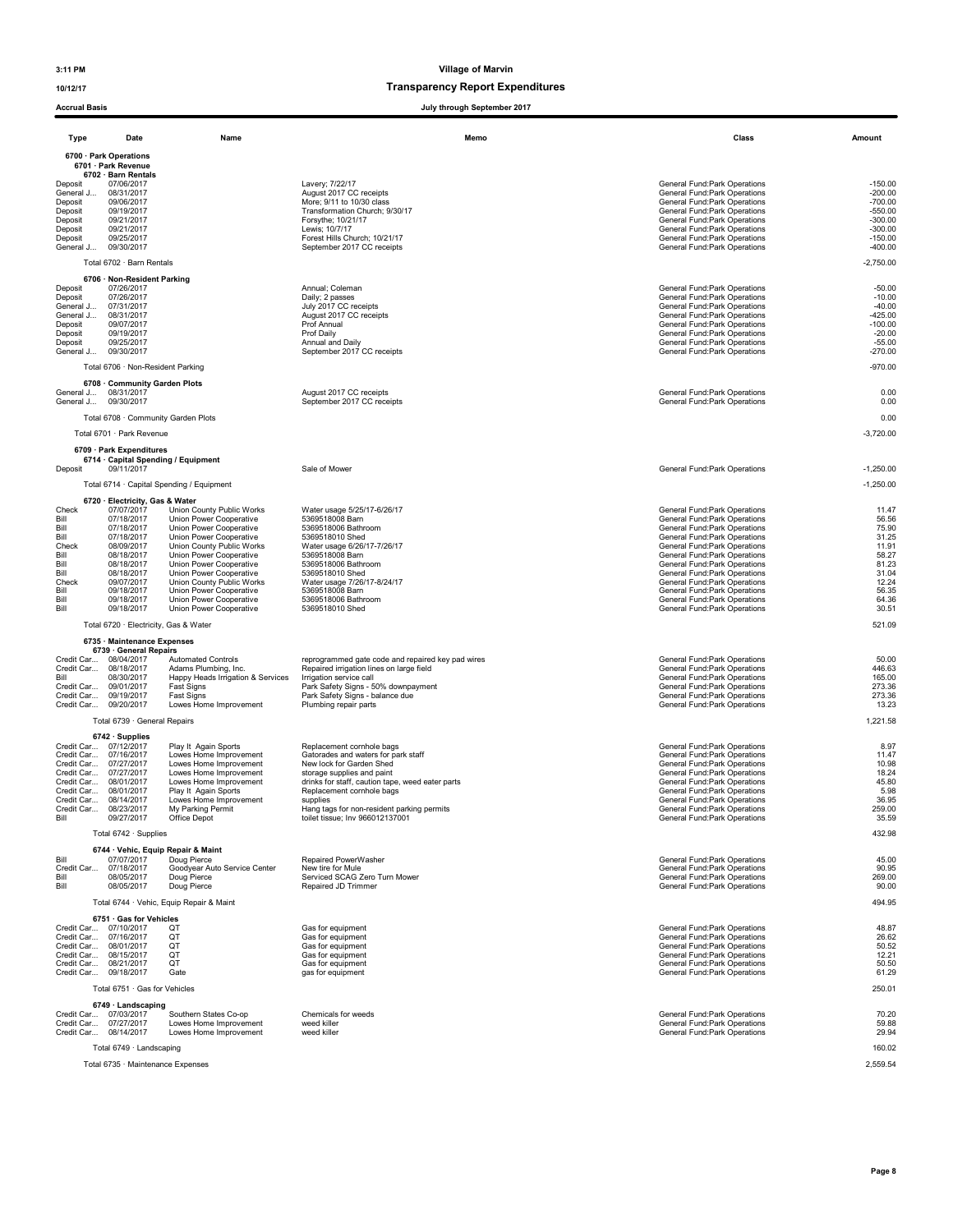**3:11 PM** | **Village of Marvin**

**10/12/17** | **Transparency Report Expenditures**

**Accrual Basis** | **July through September 2017**

| Type | Date | Name | Memo | Class | Amount |
|---|---|---|---|---|---|
| **6700 · Park Operations** | | | | | |
| **6701 · Park Revenue** | | | | | |
| **6702 · Barn Rentals** | | | | | |
| Deposit | 07/06/2017 | | Lavery; 7/22/17 | General Fund:Park Operations | -150.00 |
| General J... | 08/31/2017 | | August 2017 CC receipts | General Fund:Park Operations | -200.00 |
| Deposit | 09/06/2017 | | More; 9/11 to 10/30 class | General Fund:Park Operations | -700.00 |
| Deposit | 09/19/2017 | | Transformation Church; 9/30/17 | General Fund:Park Operations | -550.00 |
| Deposit | 09/21/2017 | | Forsythe; 10/21/17 | General Fund:Park Operations | -300.00 |
| Deposit | 09/21/2017 | | Lewis; 10/7/17 | General Fund:Park Operations | -300.00 |
| Deposit | 09/25/2017 | | Forest Hills Church; 10/21/17 | General Fund:Park Operations | -150.00 |
| General J... | 09/30/2017 | | September 2017 CC receipts | General Fund:Park Operations | -400.00 |
| Total 6702 · Barn Rentals | | | | | -2,750.00 |
| **6706 · Non-Resident Parking** | | | | | |
| Deposit | 07/26/2017 | | Annual; Coleman | General Fund:Park Operations | -50.00 |
| Deposit | 07/26/2017 | | Daily; 2 passes | General Fund:Park Operations | -10.00 |
| General J... | 07/31/2017 | | July 2017 CC receipts | General Fund:Park Operations | -40.00 |
| General J... | 08/31/2017 | | August 2017 CC receipts | General Fund:Park Operations | -425.00 |
| Deposit | 09/07/2017 | | Prof Annual | General Fund:Park Operations | -100.00 |
| Deposit | 09/19/2017 | | Prof Daily | General Fund:Park Operations | -20.00 |
| Deposit | 09/25/2017 | | Annual and Daily | General Fund:Park Operations | -55.00 |
| General J... | 09/30/2017 | | September 2017 CC receipts | General Fund:Park Operations | -270.00 |
| Total 6706 · Non-Resident Parking | | | | | -970.00 |
| **6708 · Community Garden Plots** | | | | | |
| General J... | 08/31/2017 | | August 2017 CC receipts | General Fund:Park Operations | 0.00 |
| General J... | 09/30/2017 | | September 2017 CC receipts | General Fund:Park Operations | 0.00 |
| Total 6708 · Community Garden Plots | | | | | 0.00 |
| Total 6701 · Park Revenue | | | | | -3,720.00 |
| **6709 · Park Expenditures** | | | | | |
| **6714 · Capital Spending / Equipment** | | | | | |
| Deposit | 09/11/2017 | | Sale of Mower | General Fund:Park Operations | -1,250.00 |
| Total 6714 · Capital Spending / Equipment | | | | | -1,250.00 |
| **6720 · Electricity, Gas & Water** | | | | | |
| Check | 07/07/2017 | Union County Public Works | Water usage 5/25/17-6/26/17 | General Fund:Park Operations | 11.47 |
| Bill | 07/18/2017 | Union Power Cooperative | 5369518008 Barn | General Fund:Park Operations | 56.56 |
| Bill | 07/18/2017 | Union Power Cooperative | 5369518006 Bathroom | General Fund:Park Operations | 75.90 |
| Bill | 07/18/2017 | Union Power Cooperative | 5369518010 Shed | General Fund:Park Operations | 31.25 |
| Check | 08/09/2017 | Union County Public Works | Water usage 6/26/17-7/26/17 | General Fund:Park Operations | 11.91 |
| Bill | 08/18/2017 | Union Power Cooperative | 5369518008 Barn | General Fund:Park Operations | 58.27 |
| Bill | 08/18/2017 | Union Power Cooperative | 5369518006 Bathroom | General Fund:Park Operations | 81.23 |
| Bill | 08/18/2017 | Union Power Cooperative | 5369518010 Shed | General Fund:Park Operations | 31.04 |
| Check | 09/07/2017 | Union County Public Works | Water usage 7/26/17-8/24/17 | General Fund:Park Operations | 12.24 |
| Bill | 09/18/2017 | Union Power Cooperative | 5369518008 Barn | General Fund:Park Operations | 56.35 |
| Bill | 09/18/2017 | Union Power Cooperative | 5369518006 Bathroom | General Fund:Park Operations | 64.36 |
| Bill | 09/18/2017 | Union Power Cooperative | 5369518010 Shed | General Fund:Park Operations | 30.51 |
| Total 6720 · Electricity, Gas & Water | | | | | 521.09 |
| **6735 · Maintenance Expenses** | | | | | |
| **6739 · General Repairs** | | | | | |
| Credit Car... | 08/04/2017 | Automated Controls | reprogrammed gate code and repaired key pad wires | General Fund:Park Operations | 50.00 |
| Credit Car... | 08/18/2017 | Adams Plumbing, Inc. | Repaired irrigation lines on large field | General Fund:Park Operations | 446.63 |
| Bill | 08/30/2017 | Happy Heads Irrigation & Services | Irrigation service call | General Fund:Park Operations | 165.00 |
| Credit Car... | 09/01/2017 | Fast Signs | Park Safety Signs - 50% downpayment | General Fund:Park Operations | 273.36 |
| Credit Car... | 09/19/2017 | Fast Signs | Park Safety Signs - balance due | General Fund:Park Operations | 273.36 |
| Credit Car... | 09/20/2017 | Lowes Home Improvement | Plumbing repair parts | General Fund:Park Operations | 13.23 |
| Total 6739 · General Repairs | | | | | 1,221.58 |
| **6742 · Supplies** | | | | | |
| Credit Car... | 07/12/2017 | Play It Again Sports | Replacement cornhole bags | General Fund:Park Operations | 8.97 |
| Credit Car... | 07/16/2017 | Lowes Home Improvement | Gatorades and waters for park staff | General Fund:Park Operations | 11.47 |
| Credit Car... | 07/27/2017 | Lowes Home Improvement | New lock for Garden Shed | General Fund:Park Operations | 10.98 |
| Credit Car... | 07/27/2017 | Lowes Home Improvement | storage supplies and paint | General Fund:Park Operations | 18.24 |
| Credit Car... | 08/01/2017 | Lowes Home Improvement | drinks for staff, caution tape, weed eater parts | General Fund:Park Operations | 45.80 |
| Credit Car... | 08/01/2017 | Play It Again Sports | Replacement cornhole bags | General Fund:Park Operations | 5.98 |
| Credit Car... | 08/14/2017 | Lowes Home Improvement | supplies | General Fund:Park Operations | 36.95 |
| Credit Car... | 08/23/2017 | My Parking Permit | Hang tags for non-resident parking permits | General Fund:Park Operations | 259.00 |
| Bill | 09/27/2017 | Office Depot | toilet tissue; Inv 966012137001 | General Fund:Park Operations | 35.59 |
| Total 6742 · Supplies | | | | | 432.98 |
| **6744 · Vehic, Equip Repair & Maint** | | | | | |
| Bill | 07/07/2017 | Doug Pierce | Repaired PowerWasher | General Fund:Park Operations | 45.00 |
| Credit Car... | 07/18/2017 | Goodyear Auto Service Center | New tire for Mule | General Fund:Park Operations | 90.95 |
| Bill | 08/05/2017 | Doug Pierce | Serviced SCAG Zero Turn Mower | General Fund:Park Operations | 269.00 |
| Bill | 08/05/2017 | Doug Pierce | Repaired JD Trimmer | General Fund:Park Operations | 90.00 |
| Total 6744 · Vehic, Equip Repair & Maint | | | | | 494.95 |
| **6751 · Gas for Vehicles** | | | | | |
| Credit Car... | 07/10/2017 | QT | Gas for equipment | General Fund:Park Operations | 48.87 |
| Credit Car... | 07/16/2017 | QT | Gas for equipment | General Fund:Park Operations | 26.62 |
| Credit Car... | 08/01/2017 | QT | Gas for equipment | General Fund:Park Operations | 50.52 |
| Credit Car... | 08/15/2017 | QT | Gas for equipment | General Fund:Park Operations | 12.21 |
| Credit Car... | 08/21/2017 | QT | Gas for equipment | General Fund:Park Operations | 50.50 |
| Credit Car... | 09/18/2017 | Gate | gas for equipment | General Fund:Park Operations | 61.29 |
| Total 6751 · Gas for Vehicles | | | | | 250.01 |
| **6749 · Landscaping** | | | | | |
| Credit Car... | 07/03/2017 | Southern States Co-op | Chemicals for weeds | General Fund:Park Operations | 70.20 |
| Credit Car... | 07/27/2017 | Lowes Home Improvement | weed killer | General Fund:Park Operations | 59.88 |
| Credit Car... | 08/14/2017 | Lowes Home Improvement | weed killer | General Fund:Park Operations | 29.94 |
| Total 6749 · Landscaping | | | | | 160.02 |
| Total 6735 · Maintenance Expenses | | | | | 2,559.54 |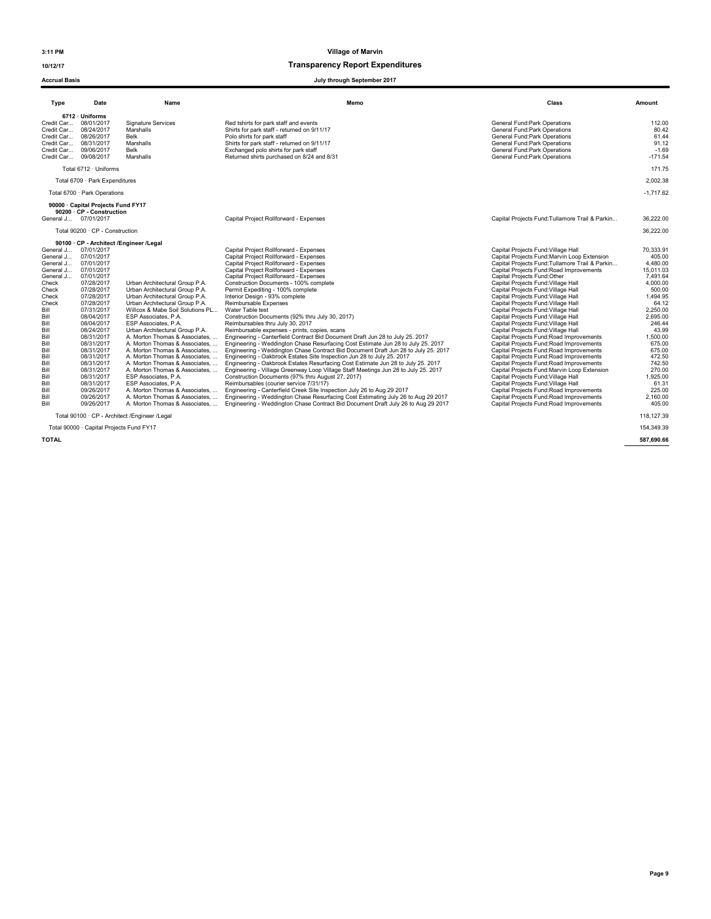# Village of Marvin

## Transparency Report Expenditures

**Accrual Basis** — July through September 2017

| Type | Date | Name | Memo | Class | Amount |
|---|---|---|---|---|---|
| **6712 · Uniforms** | | | | | |
| Credit Car... | 08/01/2017 | Signature Services | Red tshirts for park staff and events | General Fund:Park Operations | 112.00 |
| Credit Car... | 08/24/2017 | Marshalls | Shirts for park staff - returned on 9/11/17 | General Fund:Park Operations | 80.42 |
| Credit Car... | 08/26/2017 | Belk | Polo shirts for park staff | General Fund:Park Operations | 61.44 |
| Credit Car... | 08/31/2017 | Marshalls | Shirts for park staff - returned on 9/11/17 | General Fund:Park Operations | 91.12 |
| Credit Car... | 09/06/2017 | Belk | Exchanged polo shirts for park staff | General Fund:Park Operations | -1.69 |
| Credit Car... | 09/08/2017 | Marshalls | Returned shirts purchased on 8/24 and 8/31 | General Fund:Park Operations | -171.54 |
| Total 6712 · Uniforms | | | | | 171.75 |
| Total 6709 · Park Expenditures | | | | | 2,002.38 |
| Total 6700 · Park Operations | | | | | -1,717.62 |
| **90000 · Capital Projects Fund FY17** | | | | | |
| **90200 · CP - Construction** | | | | | |
| General J... | 07/01/2017 | | Capital Project Rollforward - Expenses | Capital Projects Fund:Tullamore Trail & Parkin... | 36,222.00 |
| Total 90200 · CP - Construction | | | | | 36,222.00 |
| **90100 · CP - Architect /Engineer /Legal** | | | | | |
| General J... | 07/01/2017 | | Capital Project Rollforward - Expenses | Capital Projects Fund:Village Hall | 70,333.91 |
| General J... | 07/01/2017 | | Capital Project Rollforward - Expenses | Capital Projects Fund:Marvin Loop Extension | 405.00 |
| General J... | 07/01/2017 | | Capital Project Rollforward - Expenses | Capital Projects Fund:Tullamore Trail & Parkin... | 4,480.00 |
| General J... | 07/01/2017 | | Capital Project Rollforward - Expenses | Capital Projects Fund:Road Improvements | 15,011.03 |
| General J... | 07/01/2017 | | Capital Project Rollforward - Expenses | Capital Projects Fund:Other | 7,491.64 |
| Check | 07/28/2017 | Urban Architectural Group P.A. | Construction Documents - 100% complete | Capital Projects Fund:Village Hall | 4,000.00 |
| Check | 07/28/2017 | Urban Architectural Group P.A. | Permit Expediting - 100% complete | Capital Projects Fund:Village Hall | 500.00 |
| Check | 07/28/2017 | Urban Architectural Group P.A. | Interior Design - 93% complete | Capital Projects Fund:Village Hall | 1,494.95 |
| Check | 07/28/2017 | Urban Architectural Group P.A. | Reimbursable Expenses | Capital Projects Fund:Village Hall | 64.12 |
| Bill | 07/31/2017 | Willcox & Mabe Soil Solutions PL... | Water Table test | Capital Projects Fund:Village Hall | 2,250.00 |
| Bill | 08/04/2017 | ESP Associates, P.A. | Construction Documents (92% thru July 30, 2017) | Capital Projects Fund:Village Hall | 2,695.00 |
| Bill | 08/04/2017 | ESP Associates, P.A. | Reimbursables thru July 30, 2017 | Capital Projects Fund:Village Hall | 246.44 |
| Bill | 08/24/2017 | Urban Architectural Group P.A. | Reimbursable expenses - prints, copies, scans | Capital Projects Fund:Village Hall | 43.99 |
| Bill | 08/31/2017 | A. Morton Thomas & Associates, ... | Engineering - Canterfield Contract Bid Document Draft Jun 28 to July 25. 2017 | Capital Projects Fund:Road Improvements | 1,500.00 |
| Bill | 08/31/2017 | A. Morton Thomas & Associates, ... | Engineering - Weddington Chase Resurfacing Cost Estimate Jun 28 to July 25. 2017 | Capital Projects Fund:Road Improvements | 675.00 |
| Bill | 08/31/2017 | A. Morton Thomas & Associates, ... | Engineering - Weddington Chase Contract Bid Document Draft Jun 28 to July 25. 2017 | Capital Projects Fund:Road Improvements | 675.00 |
| Bill | 08/31/2017 | A. Morton Thomas & Associates, ... | Engineering - Oakbrook Estates Site Inspection Jun 28 to July 25. 2017 | Capital Projects Fund:Road Improvements | 472.50 |
| Bill | 08/31/2017 | A. Morton Thomas & Associates, ... | Engineering - Oakbrook Estates Resurfacing Cost Estimate Jun 28 to July 25. 2017 | Capital Projects Fund:Road Improvements | 742.50 |
| Bill | 08/31/2017 | A. Morton Thomas & Associates, ... | Engineering - Village Greenway Loop Village Staff Meetings Jun 28 to July 25. 2017 | Capital Projects Fund:Marvin Loop Extension | 270.00 |
| Bill | 08/31/2017 | ESP Associates, P.A. | Construction Documents (97% thru August 27, 2017) | Capital Projects Fund:Village Hall | 1,925.00 |
| Bill | 08/31/2017 | ESP Associates, P.A. | Reimbursables (courier service 7/31/17) | Capital Projects Fund:Village Hall | 61.31 |
| Bill | 09/26/2017 | A. Morton Thomas & Associates, ... | Engineering - Canterfield Creek Site Inspection July 26 to Aug 29 2017 | Capital Projects Fund:Road Improvements | 225.00 |
| Bill | 09/26/2017 | A. Morton Thomas & Associates, ... | Engineering - Weddington Chase Resurfacing Cost Estimating July 26 to Aug 29 2017 | Capital Projects Fund:Road Improvements | 2,160.00 |
| Bill | 09/26/2017 | A. Morton Thomas & Associates, ... | Engineering - Weddington Chase Contract Bid Document Draft July 26 to Aug 29 2017 | Capital Projects Fund:Road Improvements | 405.00 |
| Total 90100 · CP - Architect /Engineer /Legal | | | | | 118,127.39 |
| Total 90000 · Capital Projects Fund FY17 | | | | | 154,349.39 |
| **TOTAL** | | | | | **587,690.66** |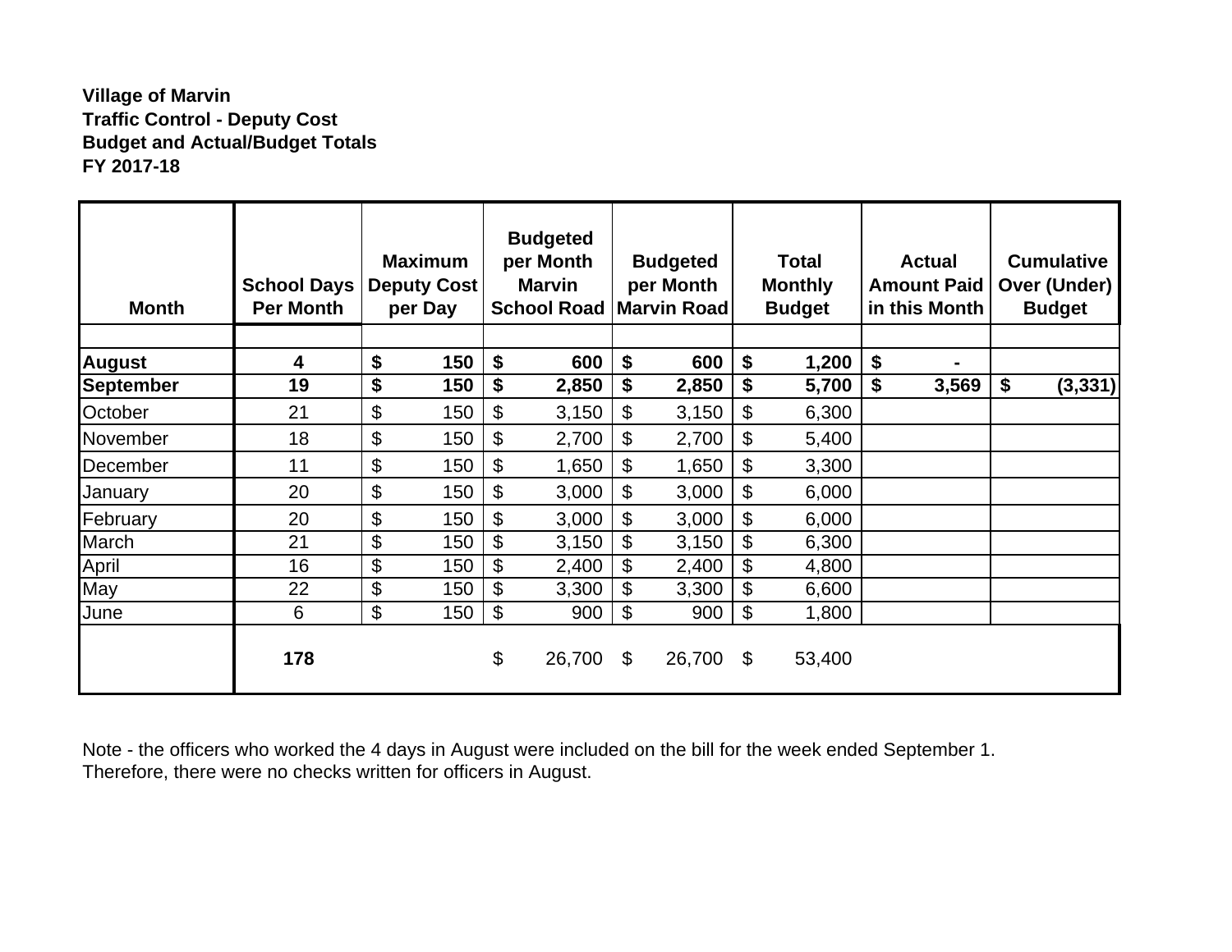**Village of Marvin**
**Traffic Control - Deputy Cost**
**Budget and Actual/Budget Totals**
**FY 2017-18**

| Month | School Days Per Month | Maximum Deputy Cost per Day | Budgeted per Month Marvin School Road | Budgeted per Month Marvin Road | Total Monthly Budget | Actual Amount Paid in this Month | Cumulative Over (Under) Budget |
|---|---|---|---|---|---|---|---|
| | | | | | | | |
| **August** | **4** | **$ 150** | **$ 600** | **$ 600** | **$ 1,200** | **$ -** | |
| **September** | **19** | **$ 150** | **$ 2,850** | **$ 2,850** | **$ 5,700** | **$ 3,569** | **$ (3,331)** |
| October | 21 | $ 150 | $ 3,150 | $ 3,150 | $ 6,300 | | |
| November | 18 | $ 150 | $ 2,700 | $ 2,700 | $ 5,400 | | |
| December | 11 | $ 150 | $ 1,650 | $ 1,650 | $ 3,300 | | |
| January | 20 | $ 150 | $ 3,000 | $ 3,000 | $ 6,000 | | |
| February | 20 | $ 150 | $ 3,000 | $ 3,000 | $ 6,000 | | |
| March | 21 | $ 150 | $ 3,150 | $ 3,150 | $ 6,300 | | |
| April | 16 | $ 150 | $ 2,400 | $ 2,400 | $ 4,800 | | |
| May | 22 | $ 150 | $ 3,300 | $ 3,300 | $ 6,600 | | |
| June | 6 | $ 150 | $ 900 | $ 900 | $ 1,800 | | |
| | **178** | | $ 26,700 | $ 26,700 | $ 53,400 | | |

Note - the officers who worked the 4 days in August were included on the bill for the week ended September 1. Therefore, there were no checks written for officers in August.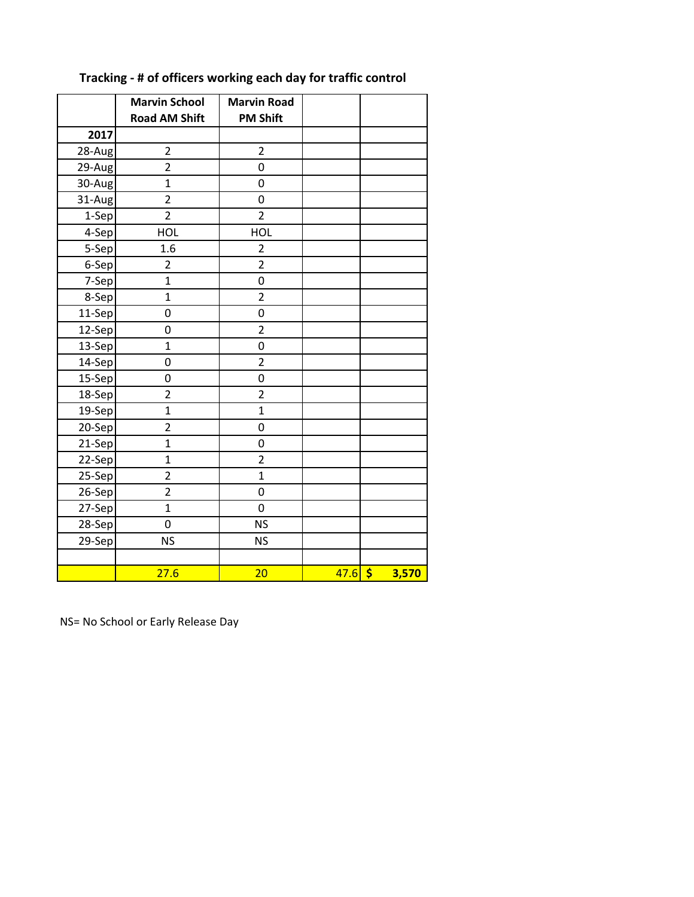## Tracking - # of officers working each day for traffic control

| | Marvin School Road AM Shift | Marvin Road PM Shift | | |
|---|---|---|---|---|
| **2017** | | | | |
| 28-Aug | 2 | 2 | | |
| 29-Aug | 2 | 0 | | |
| 30-Aug | 1 | 0 | | |
| 31-Aug | 2 | 0 | | |
| 1-Sep | 2 | 2 | | |
| 4-Sep | HOL | HOL | | |
| 5-Sep | 1.6 | 2 | | |
| 6-Sep | 2 | 2 | | |
| 7-Sep | 1 | 0 | | |
| 8-Sep | 1 | 2 | | |
| 11-Sep | 0 | 0 | | |
| 12-Sep | 0 | 2 | | |
| 13-Sep | 1 | 0 | | |
| 14-Sep | 0 | 2 | | |
| 15-Sep | 0 | 0 | | |
| 18-Sep | 2 | 2 | | |
| 19-Sep | 1 | 1 | | |
| 20-Sep | 2 | 0 | | |
| 21-Sep | 1 | 0 | | |
| 22-Sep | 1 | 2 | | |
| 25-Sep | 2 | 1 | | |
| 26-Sep | 2 | 0 | | |
| 27-Sep | 1 | 0 | | |
| 28-Sep | 0 | NS | | |
| 29-Sep | NS | NS | | |
| | | | | |
| | 27.6 | 20 | 47.6 | **$ 3,570** |

NS= No School or Early Release Day